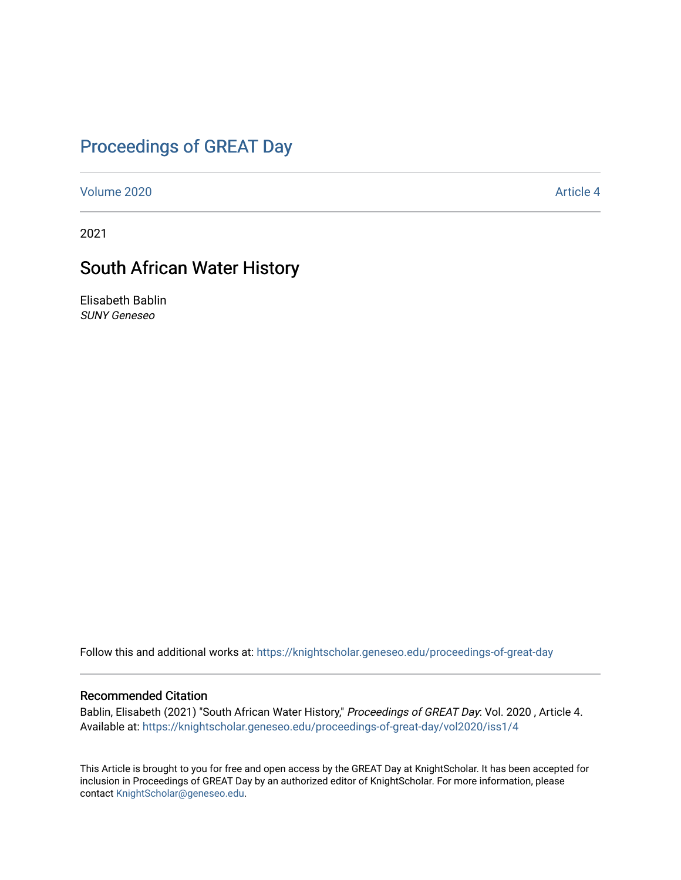# Proceedings of GREAT Day

Volume 2020 Article 4

2021

## South African Water History

Elisabeth Bablin
*SUNY Geneseo*

Follow this and additional works at: https://knightscholar.geneseo.edu/proceedings-of-great-day

### Recommended Citation

Bablin, Elisabeth (2021) "South African Water History," *Proceedings of GREAT Day*: Vol. 2020 , Article 4.
Available at: https://knightscholar.geneseo.edu/proceedings-of-great-day/vol2020/iss1/4

This Article is brought to you for free and open access by the GREAT Day at KnightScholar. It has been accepted for inclusion in Proceedings of GREAT Day by an authorized editor of KnightScholar. For more information, please contact KnightScholar@geneseo.edu.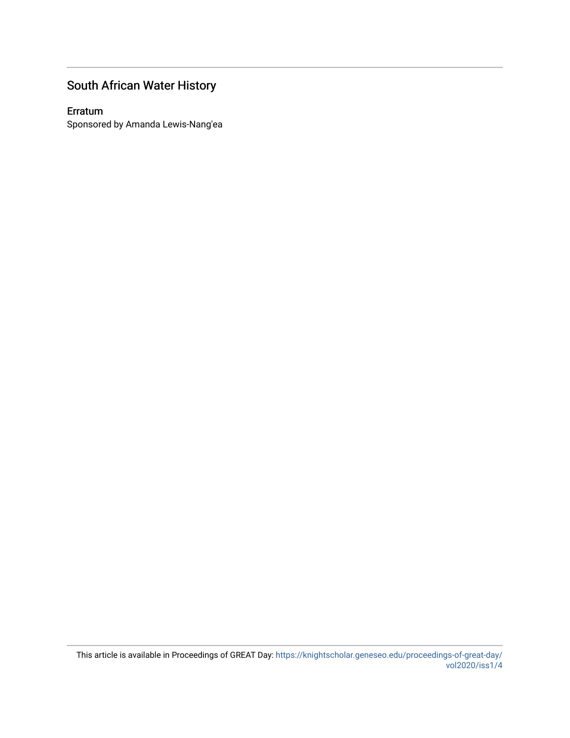## South African Water History

### Erratum

Sponsored by Amanda Lewis-Nang'ea

This article is available in Proceedings of GREAT Day: https://knightscholar.geneseo.edu/proceedings-of-great-day/vol2020/iss1/4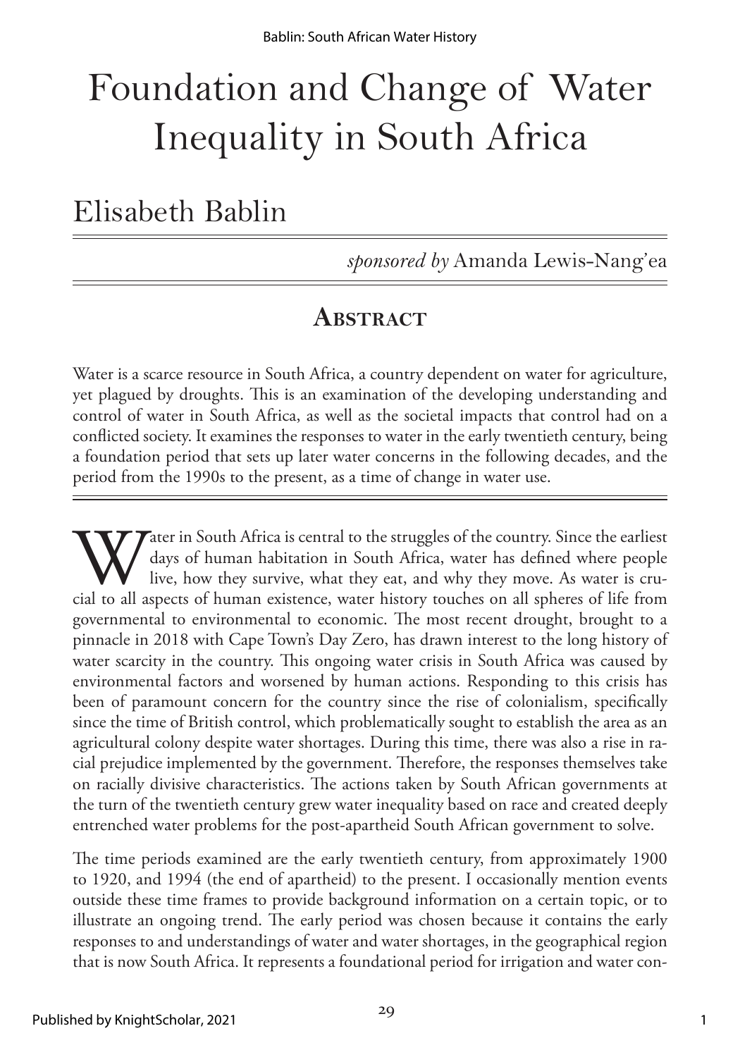# Foundation and Change of Water Inequality in South Africa

## Elisabeth Bablin

*sponsored by* Amanda Lewis-Nang'ea

## Abstract

Water is a scarce resource in South Africa, a country dependent on water for agriculture, yet plagued by droughts. This is an examination of the developing understanding and control of water in South Africa, as well as the societal impacts that control had on a conflicted society. It examines the responses to water in the early twentieth century, being a foundation period that sets up later water concerns in the following decades, and the period from the 1990s to the present, as a time of change in water use.

Water in South Africa is central to the struggles of the country. Since the earliest days of human habitation in South Africa, water has defined where people live, how they survive, what they eat, and why they move. As water is crucial to all aspects of human existence, water history touches on all spheres of life from governmental to environmental to economic. The most recent drought, brought to a pinnacle in 2018 with Cape Town's Day Zero, has drawn interest to the long history of water scarcity in the country. This ongoing water crisis in South Africa was caused by environmental factors and worsened by human actions. Responding to this crisis has been of paramount concern for the country since the rise of colonialism, specifically since the time of British control, which problematically sought to establish the area as an agricultural colony despite water shortages. During this time, there was also a rise in racial prejudice implemented by the government. Therefore, the responses themselves take on racially divisive characteristics. The actions taken by South African governments at the turn of the twentieth century grew water inequality based on race and created deeply entrenched water problems for the post-apartheid South African government to solve.

The time periods examined are the early twentieth century, from approximately 1900 to 1920, and 1994 (the end of apartheid) to the present. I occasionally mention events outside these time frames to provide background information on a certain topic, or to illustrate an ongoing trend. The early period was chosen because it contains the early responses to and understandings of water and water shortages, in the geographical region that is now South Africa. It represents a foundational period for irrigation and water con-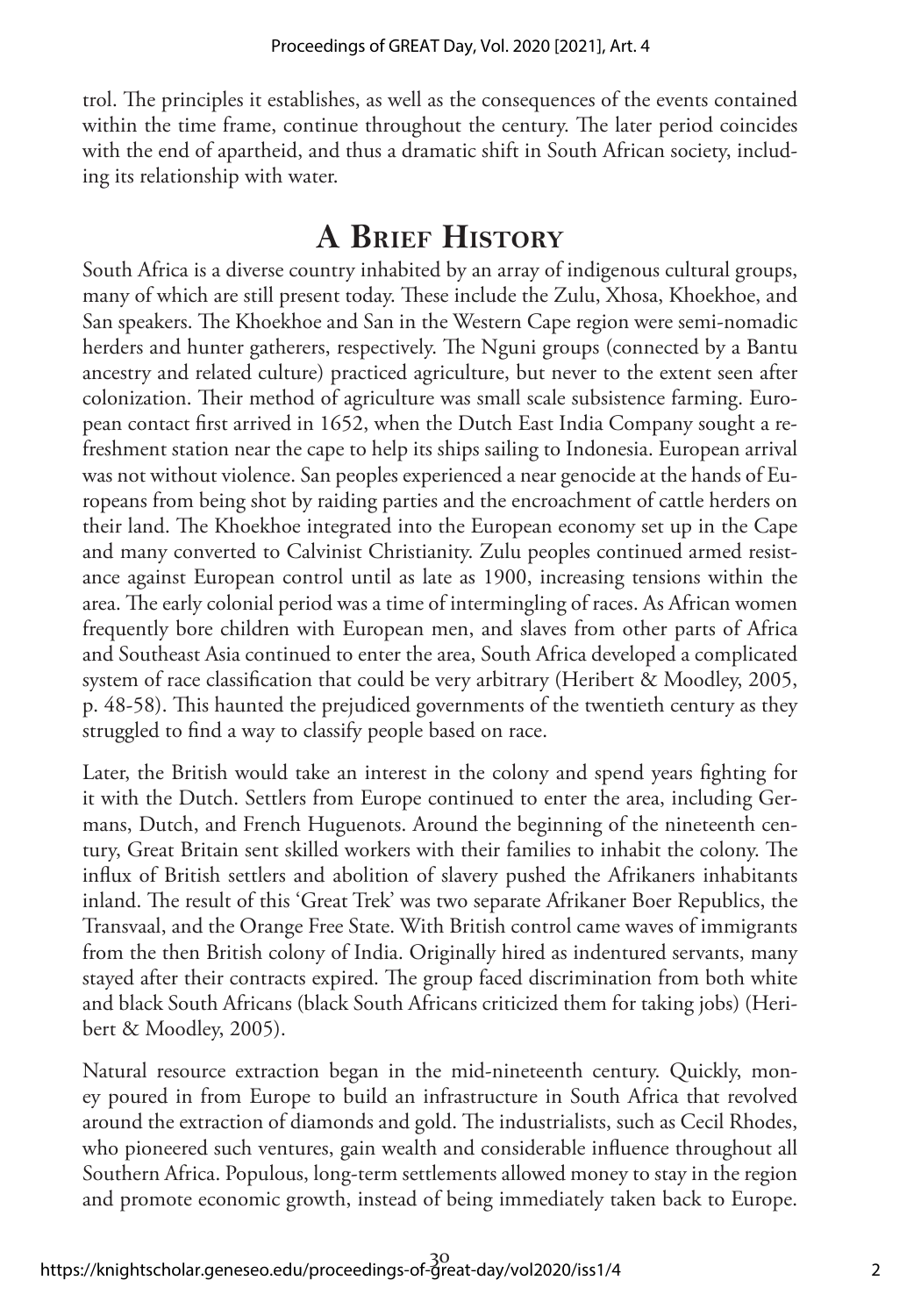trol. The principles it establishes, as well as the consequences of the events contained within the time frame, continue throughout the century. The later period coincides with the end of apartheid, and thus a dramatic shift in South African society, including its relationship with water.

## A Brief History

South Africa is a diverse country inhabited by an array of indigenous cultural groups, many of which are still present today. These include the Zulu, Xhosa, Khoekhoe, and San speakers. The Khoekhoe and San in the Western Cape region were semi-nomadic herders and hunter gatherers, respectively. The Nguni groups (connected by a Bantu ancestry and related culture) practiced agriculture, but never to the extent seen after colonization. Their method of agriculture was small scale subsistence farming. European contact first arrived in 1652, when the Dutch East India Company sought a refreshment station near the cape to help its ships sailing to Indonesia. European arrival was not without violence. San peoples experienced a near genocide at the hands of Europeans from being shot by raiding parties and the encroachment of cattle herders on their land. The Khoekhoe integrated into the European economy set up in the Cape and many converted to Calvinist Christianity. Zulu peoples continued armed resistance against European control until as late as 1900, increasing tensions within the area. The early colonial period was a time of intermingling of races. As African women frequently bore children with European men, and slaves from other parts of Africa and Southeast Asia continued to enter the area, South Africa developed a complicated system of race classification that could be very arbitrary (Heribert & Moodley, 2005, p. 48-58). This haunted the prejudiced governments of the twentieth century as they struggled to find a way to classify people based on race.

Later, the British would take an interest in the colony and spend years fighting for it with the Dutch. Settlers from Europe continued to enter the area, including Germans, Dutch, and French Huguenots. Around the beginning of the nineteenth century, Great Britain sent skilled workers with their families to inhabit the colony. The influx of British settlers and abolition of slavery pushed the Afrikaners inhabitants inland. The result of this 'Great Trek' was two separate Afrikaner Boer Republics, the Transvaal, and the Orange Free State. With British control came waves of immigrants from the then British colony of India. Originally hired as indentured servants, many stayed after their contracts expired. The group faced discrimination from both white and black South Africans (black South Africans criticized them for taking jobs) (Heribert & Moodley, 2005).

Natural resource extraction began in the mid-nineteenth century. Quickly, money poured in from Europe to build an infrastructure in South Africa that revolved around the extraction of diamonds and gold. The industrialists, such as Cecil Rhodes, who pioneered such ventures, gain wealth and considerable influence throughout all Southern Africa. Populous, long-term settlements allowed money to stay in the region and promote economic growth, instead of being immediately taken back to Europe.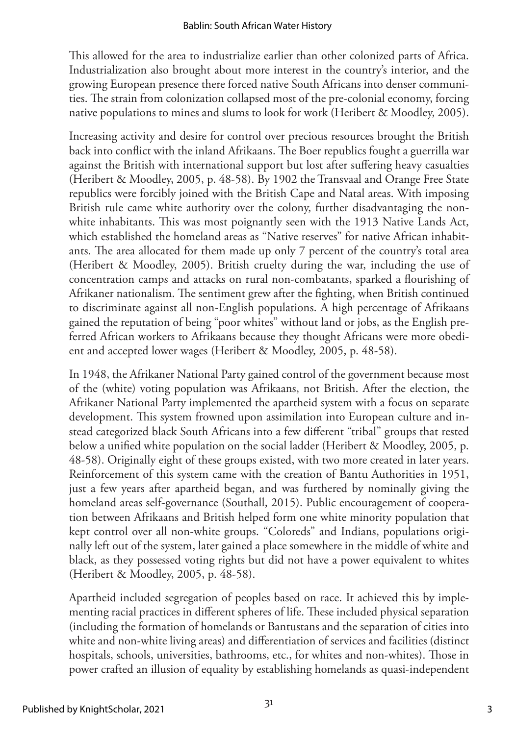This allowed for the area to industrialize earlier than other colonized parts of Africa. Industrialization also brought about more interest in the country's interior, and the growing European presence there forced native South Africans into denser communities. The strain from colonization collapsed most of the pre-colonial economy, forcing native populations to mines and slums to look for work (Heribert & Moodley, 2005).

Increasing activity and desire for control over precious resources brought the British back into conflict with the inland Afrikaans. The Boer republics fought a guerrilla war against the British with international support but lost after suffering heavy casualties (Heribert & Moodley, 2005, p. 48-58). By 1902 the Transvaal and Orange Free State republics were forcibly joined with the British Cape and Natal areas. With imposing British rule came white authority over the colony, further disadvantaging the non-white inhabitants. This was most poignantly seen with the 1913 Native Lands Act, which established the homeland areas as "Native reserves" for native African inhabitants. The area allocated for them made up only 7 percent of the country's total area (Heribert & Moodley, 2005). British cruelty during the war, including the use of concentration camps and attacks on rural non-combatants, sparked a flourishing of Afrikaner nationalism. The sentiment grew after the fighting, when British continued to discriminate against all non-English populations. A high percentage of Afrikaans gained the reputation of being "poor whites" without land or jobs, as the English preferred African workers to Afrikaans because they thought Africans were more obedient and accepted lower wages (Heribert & Moodley, 2005, p. 48-58).

In 1948, the Afrikaner National Party gained control of the government because most of the (white) voting population was Afrikaans, not British. After the election, the Afrikaner National Party implemented the apartheid system with a focus on separate development. This system frowned upon assimilation into European culture and instead categorized black South Africans into a few different "tribal" groups that rested below a unified white population on the social ladder (Heribert & Moodley, 2005, p. 48-58). Originally eight of these groups existed, with two more created in later years. Reinforcement of this system came with the creation of Bantu Authorities in 1951, just a few years after apartheid began, and was furthered by nominally giving the homeland areas self-governance (Southall, 2015). Public encouragement of cooperation between Afrikaans and British helped form one white minority population that kept control over all non-white groups. "Coloreds" and Indians, populations originally left out of the system, later gained a place somewhere in the middle of white and black, as they possessed voting rights but did not have a power equivalent to whites (Heribert & Moodley, 2005, p. 48-58).

Apartheid included segregation of peoples based on race. It achieved this by implementing racial practices in different spheres of life. These included physical separation (including the formation of homelands or Bantustans and the separation of cities into white and non-white living areas) and differentiation of services and facilities (distinct hospitals, schools, universities, bathrooms, etc., for whites and non-whites). Those in power crafted an illusion of equality by establishing homelands as quasi-independent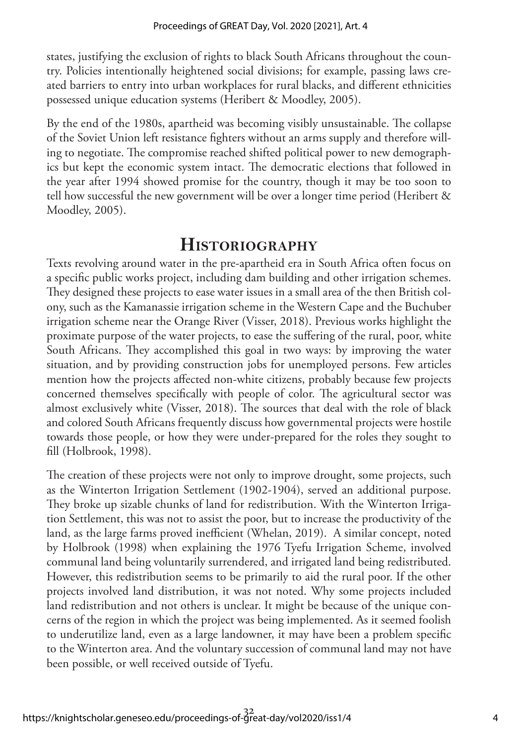states, justifying the exclusion of rights to black South Africans throughout the country. Policies intentionally heightened social divisions; for example, passing laws created barriers to entry into urban workplaces for rural blacks, and different ethnicities possessed unique education systems (Heribert & Moodley, 2005).

By the end of the 1980s, apartheid was becoming visibly unsustainable. The collapse of the Soviet Union left resistance fighters without an arms supply and therefore willing to negotiate. The compromise reached shifted political power to new demographics but kept the economic system intact. The democratic elections that followed in the year after 1994 showed promise for the country, though it may be too soon to tell how successful the new government will be over a longer time period (Heribert & Moodley, 2005).

## Historiography

Texts revolving around water in the pre-apartheid era in South Africa often focus on a specific public works project, including dam building and other irrigation schemes. They designed these projects to ease water issues in a small area of the then British colony, such as the Kamanassie irrigation scheme in the Western Cape and the Buchuber irrigation scheme near the Orange River (Visser, 2018). Previous works highlight the proximate purpose of the water projects, to ease the suffering of the rural, poor, white South Africans. They accomplished this goal in two ways: by improving the water situation, and by providing construction jobs for unemployed persons. Few articles mention how the projects affected non-white citizens, probably because few projects concerned themselves specifically with people of color. The agricultural sector was almost exclusively white (Visser, 2018). The sources that deal with the role of black and colored South Africans frequently discuss how governmental projects were hostile towards those people, or how they were under-prepared for the roles they sought to fill (Holbrook, 1998).

The creation of these projects were not only to improve drought, some projects, such as the Winterton Irrigation Settlement (1902-1904), served an additional purpose. They broke up sizable chunks of land for redistribution. With the Winterton Irrigation Settlement, this was not to assist the poor, but to increase the productivity of the land, as the large farms proved inefficient (Whelan, 2019). A similar concept, noted by Holbrook (1998) when explaining the 1976 Tyefu Irrigation Scheme, involved communal land being voluntarily surrendered, and irrigated land being redistributed. However, this redistribution seems to be primarily to aid the rural poor. If the other projects involved land distribution, it was not noted. Why some projects included land redistribution and not others is unclear. It might be because of the unique concerns of the region in which the project was being implemented. As it seemed foolish to underutilize land, even as a large landowner, it may have been a problem specific to the Winterton area. And the voluntary succession of communal land may not have been possible, or well received outside of Tyefu.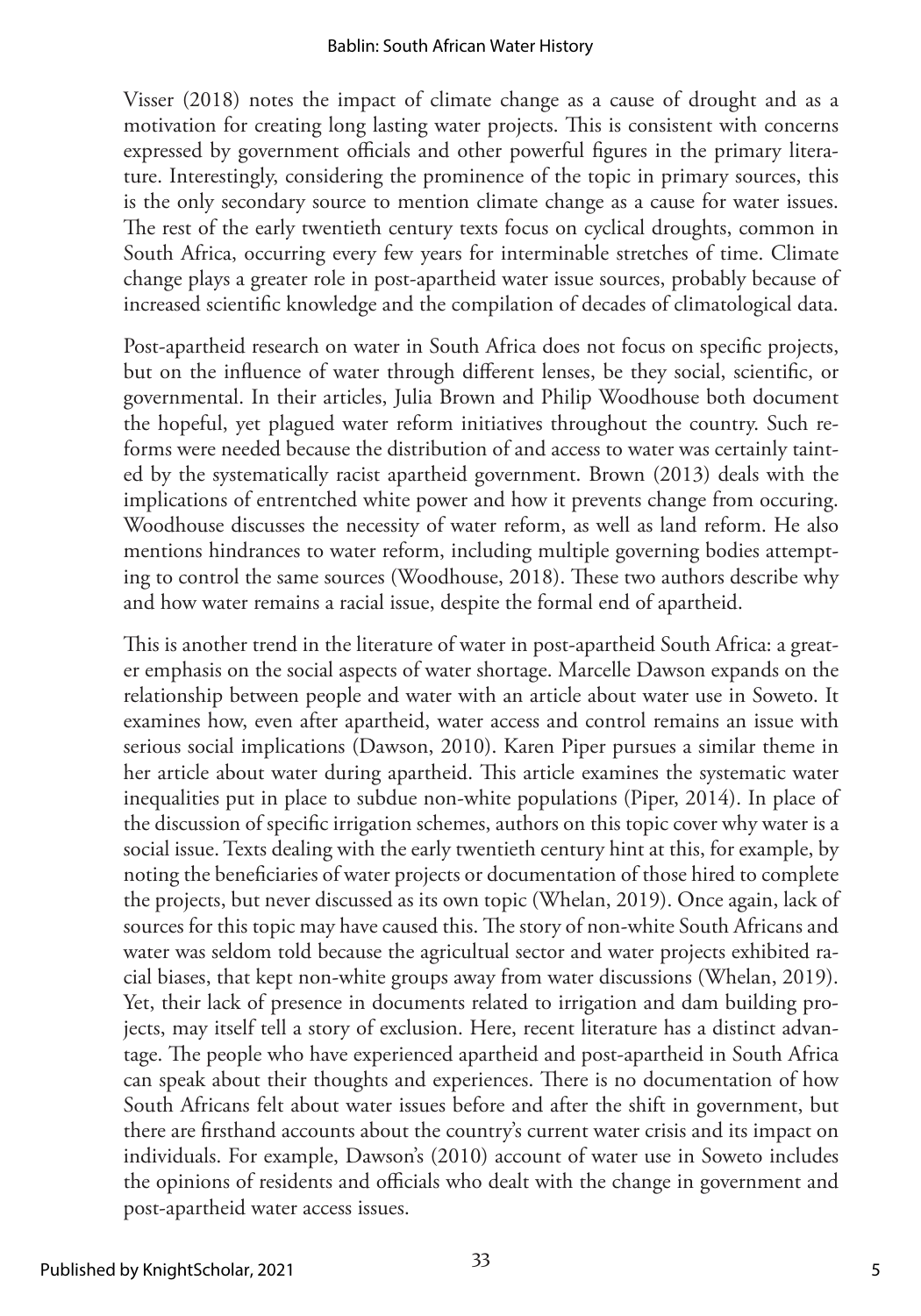Visser (2018) notes the impact of climate change as a cause of drought and as a motivation for creating long lasting water projects. This is consistent with concerns expressed by government officials and other powerful figures in the primary literature. Interestingly, considering the prominence of the topic in primary sources, this is the only secondary source to mention climate change as a cause for water issues. The rest of the early twentieth century texts focus on cyclical droughts, common in South Africa, occurring every few years for interminable stretches of time. Climate change plays a greater role in post-apartheid water issue sources, probably because of increased scientific knowledge and the compilation of decades of climatological data.

Post-apartheid research on water in South Africa does not focus on specific projects, but on the influence of water through different lenses, be they social, scientific, or governmental. In their articles, Julia Brown and Philip Woodhouse both document the hopeful, yet plagued water reform initiatives throughout the country. Such reforms were needed because the distribution of and access to water was certainly tainted by the systematically racist apartheid government. Brown (2013) deals with the implications of entrentched white power and how it prevents change from occuring. Woodhouse discusses the necessity of water reform, as well as land reform. He also mentions hindrances to water reform, including multiple governing bodies attempting to control the same sources (Woodhouse, 2018). These two authors describe why and how water remains a racial issue, despite the formal end of apartheid.

This is another trend in the literature of water in post-apartheid South Africa: a greater emphasis on the social aspects of water shortage. Marcelle Dawson expands on the relationship between people and water with an article about water use in Soweto. It examines how, even after apartheid, water access and control remains an issue with serious social implications (Dawson, 2010). Karen Piper pursues a similar theme in her article about water during apartheid. This article examines the systematic water inequalities put in place to subdue non-white populations (Piper, 2014). In place of the discussion of specific irrigation schemes, authors on this topic cover why water is a social issue. Texts dealing with the early twentieth century hint at this, for example, by noting the beneficiaries of water projects or documentation of those hired to complete the projects, but never discussed as its own topic (Whelan, 2019). Once again, lack of sources for this topic may have caused this. The story of non-white South Africans and water was seldom told because the agricultual sector and water projects exhibited racial biases, that kept non-white groups away from water discussions (Whelan, 2019). Yet, their lack of presence in documents related to irrigation and dam building projects, may itself tell a story of exclusion. Here, recent literature has a distinct advantage. The people who have experienced apartheid and post-apartheid in South Africa can speak about their thoughts and experiences. There is no documentation of how South Africans felt about water issues before and after the shift in government, but there are firsthand accounts about the country's current water crisis and its impact on individuals. For example, Dawson's (2010) account of water use in Soweto includes the opinions of residents and officials who dealt with the change in government and post-apartheid water access issues.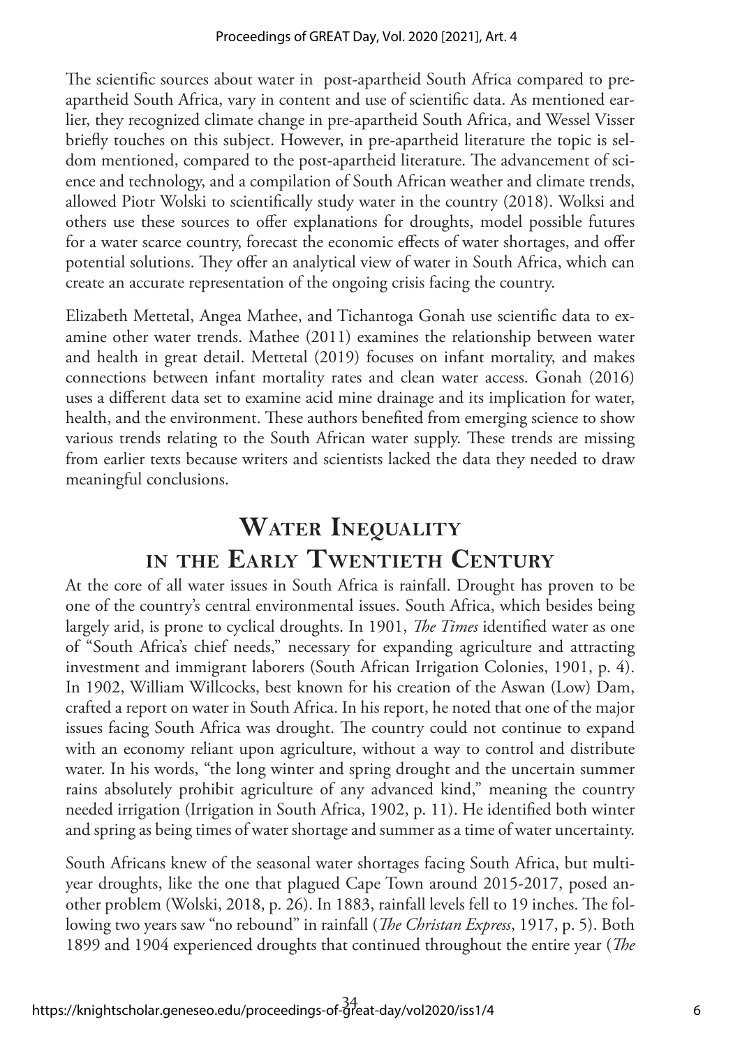The scientific sources about water in  post-apartheid South Africa compared to pre-apartheid South Africa, vary in content and use of scientific data. As mentioned earlier, they recognized climate change in pre-apartheid South Africa, and Wessel Visser briefly touches on this subject. However, in pre-apartheid literature the topic is seldom mentioned, compared to the post-apartheid literature. The advancement of science and technology, and a compilation of South African weather and climate trends, allowed Piotr Wolski to scientifically study water in the country (2018). Wolksi and others use these sources to offer explanations for droughts, model possible futures for a water scarce country, forecast the economic effects of water shortages, and offer potential solutions. They offer an analytical view of water in South Africa, which can create an accurate representation of the ongoing crisis facing the country.

Elizabeth Mettetal, Angea Mathee, and Tichantoga Gonah use scientific data to examine other water trends. Mathee (2011) examines the relationship between water and health in great detail. Mettetal (2019) focuses on infant mortality, and makes connections between infant mortality rates and clean water access. Gonah (2016) uses a different data set to examine acid mine drainage and its implication for water, health, and the environment. These authors benefited from emerging science to show various trends relating to the South African water supply. These trends are missing from earlier texts because writers and scientists lacked the data they needed to draw meaningful conclusions.

## Water Inequality in the Early Twentieth Century

At the core of all water issues in South Africa is rainfall. Drought has proven to be one of the country's central environmental issues. South Africa, which besides being largely arid, is prone to cyclical droughts. In 1901, *The Times* identified water as one of "South Africa's chief needs," necessary for expanding agriculture and attracting investment and immigrant laborers (South African Irrigation Colonies, 1901, p. 4). In 1902, William Willcocks, best known for his creation of the Aswan (Low) Dam, crafted a report on water in South Africa. In his report, he noted that one of the major issues facing South Africa was drought. The country could not continue to expand with an economy reliant upon agriculture, without a way to control and distribute water. In his words, "the long winter and spring drought and the uncertain summer rains absolutely prohibit agriculture of any advanced kind," meaning the country needed irrigation (Irrigation in South Africa, 1902, p. 11). He identified both winter and spring as being times of water shortage and summer as a time of water uncertainty.

South Africans knew of the seasonal water shortages facing South Africa, but multi-year droughts, like the one that plagued Cape Town around 2015-2017, posed another problem (Wolski, 2018, p. 26). In 1883, rainfall levels fell to 19 inches. The following two years saw "no rebound" in rainfall (*The Christan Express*, 1917, p. 5). Both 1899 and 1904 experienced droughts that continued throughout the entire year (*The*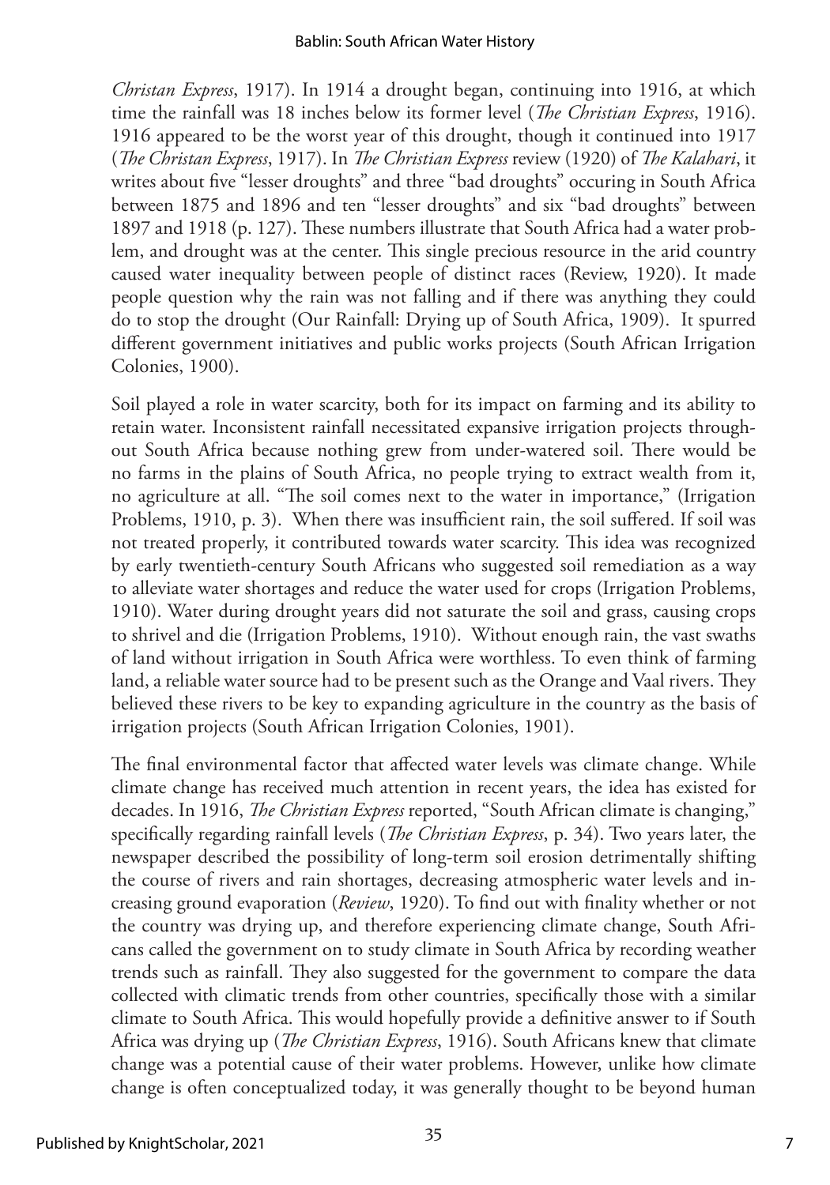*Christan Express*, 1917). In 1914 a drought began, continuing into 1916, at which time the rainfall was 18 inches below its former level (*The Christian Express*, 1916). 1916 appeared to be the worst year of this drought, though it continued into 1917 (*The Christan Express*, 1917). In *The Christian Express* review (1920) of *The Kalahari*, it writes about five "lesser droughts" and three "bad droughts" occuring in South Africa between 1875 and 1896 and ten "lesser droughts" and six "bad droughts" between 1897 and 1918 (p. 127). These numbers illustrate that South Africa had a water problem, and drought was at the center. This single precious resource in the arid country caused water inequality between people of distinct races (Review, 1920). It made people question why the rain was not falling and if there was anything they could do to stop the drought (Our Rainfall: Drying up of South Africa, 1909). It spurred different government initiatives and public works projects (South African Irrigation Colonies, 1900).

Soil played a role in water scarcity, both for its impact on farming and its ability to retain water. Inconsistent rainfall necessitated expansive irrigation projects throughout South Africa because nothing grew from under-watered soil. There would be no farms in the plains of South Africa, no people trying to extract wealth from it, no agriculture at all. "The soil comes next to the water in importance," (Irrigation Problems, 1910, p. 3). When there was insufficient rain, the soil suffered. If soil was not treated properly, it contributed towards water scarcity. This idea was recognized by early twentieth-century South Africans who suggested soil remediation as a way to alleviate water shortages and reduce the water used for crops (Irrigation Problems, 1910). Water during drought years did not saturate the soil and grass, causing crops to shrivel and die (Irrigation Problems, 1910). Without enough rain, the vast swaths of land without irrigation in South Africa were worthless. To even think of farming land, a reliable water source had to be present such as the Orange and Vaal rivers. They believed these rivers to be key to expanding agriculture in the country as the basis of irrigation projects (South African Irrigation Colonies, 1901).

The final environmental factor that affected water levels was climate change. While climate change has received much attention in recent years, the idea has existed for decades. In 1916, *The Christian Express* reported, "South African climate is changing," specifically regarding rainfall levels (*The Christian Express*, p. 34). Two years later, the newspaper described the possibility of long-term soil erosion detrimentally shifting the course of rivers and rain shortages, decreasing atmospheric water levels and increasing ground evaporation (*Review*, 1920). To find out with finality whether or not the country was drying up, and therefore experiencing climate change, South Africans called the government on to study climate in South Africa by recording weather trends such as rainfall. They also suggested for the government to compare the data collected with climatic trends from other countries, specifically those with a similar climate to South Africa. This would hopefully provide a definitive answer to if South Africa was drying up (*The Christian Express*, 1916). South Africans knew that climate change was a potential cause of their water problems. However, unlike how climate change is often conceptualized today, it was generally thought to be beyond human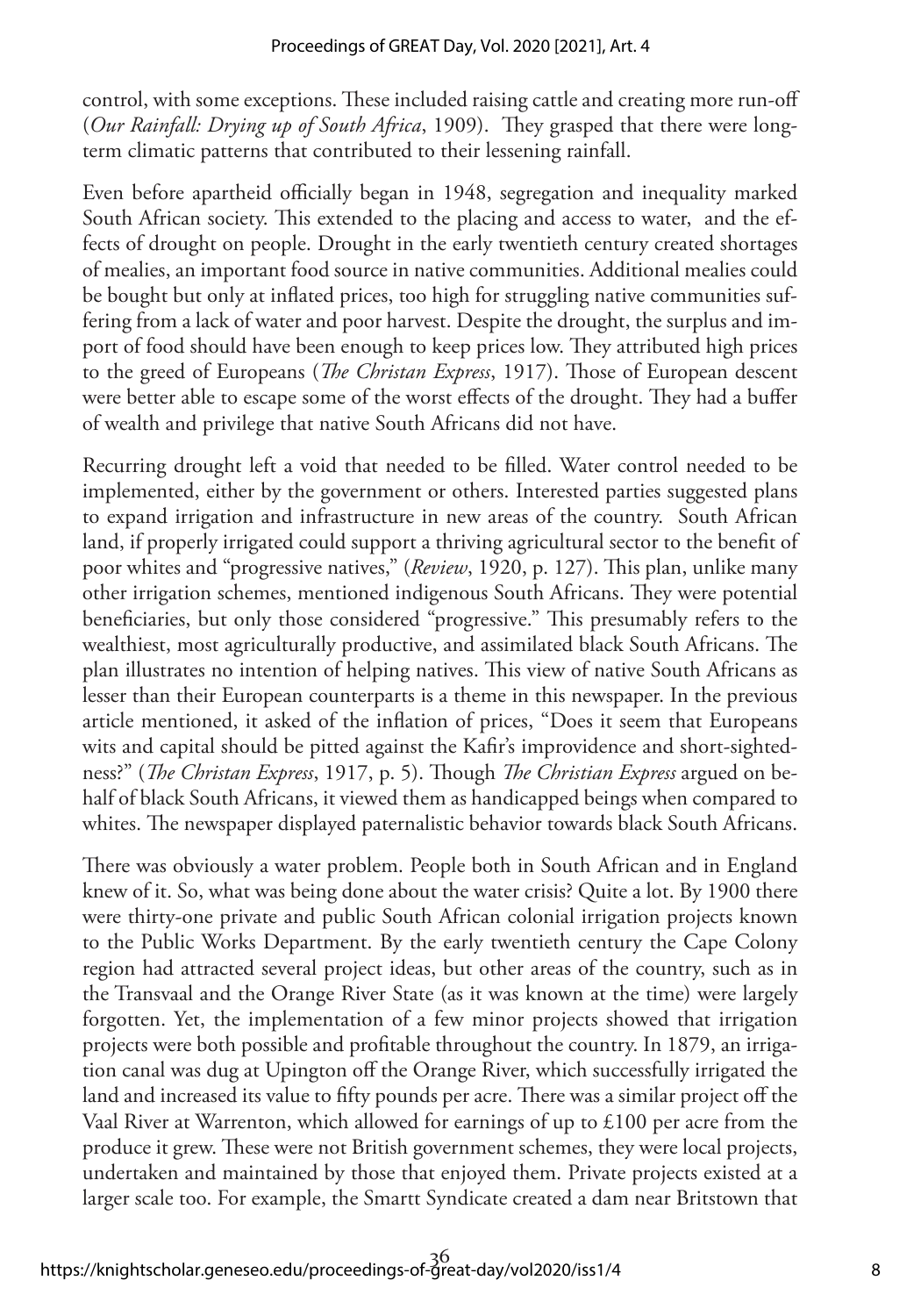control, with some exceptions. These included raising cattle and creating more run-off (*Our Rainfall: Drying up of South Africa*, 1909). They grasped that there were long-term climatic patterns that contributed to their lessening rainfall.

Even before apartheid officially began in 1948, segregation and inequality marked South African society. This extended to the placing and access to water, and the effects of drought on people. Drought in the early twentieth century created shortages of mealies, an important food source in native communities. Additional mealies could be bought but only at inflated prices, too high for struggling native communities suffering from a lack of water and poor harvest. Despite the drought, the surplus and import of food should have been enough to keep prices low. They attributed high prices to the greed of Europeans (*The Christan Express*, 1917). Those of European descent were better able to escape some of the worst effects of the drought. They had a buffer of wealth and privilege that native South Africans did not have.

Recurring drought left a void that needed to be filled. Water control needed to be implemented, either by the government or others. Interested parties suggested plans to expand irrigation and infrastructure in new areas of the country. South African land, if properly irrigated could support a thriving agricultural sector to the benefit of poor whites and "progressive natives," (*Review*, 1920, p. 127). This plan, unlike many other irrigation schemes, mentioned indigenous South Africans. They were potential beneficiaries, but only those considered "progressive." This presumably refers to the wealthiest, most agriculturally productive, and assimilated black South Africans. The plan illustrates no intention of helping natives. This view of native South Africans as lesser than their European counterparts is a theme in this newspaper. In the previous article mentioned, it asked of the inflation of prices, "Does it seem that Europeans wits and capital should be pitted against the Kafir's improvidence and short-sightedness?" (*The Christan Express*, 1917, p. 5). Though *The Christian Express* argued on behalf of black South Africans, it viewed them as handicapped beings when compared to whites. The newspaper displayed paternalistic behavior towards black South Africans.

There was obviously a water problem. People both in South African and in England knew of it. So, what was being done about the water crisis? Quite a lot. By 1900 there were thirty-one private and public South African colonial irrigation projects known to the Public Works Department. By the early twentieth century the Cape Colony region had attracted several project ideas, but other areas of the country, such as in the Transvaal and the Orange River State (as it was known at the time) were largely forgotten. Yet, the implementation of a few minor projects showed that irrigation projects were both possible and profitable throughout the country. In 1879, an irrigation canal was dug at Upington off the Orange River, which successfully irrigated the land and increased its value to fifty pounds per acre. There was a similar project off the Vaal River at Warrenton, which allowed for earnings of up to £100 per acre from the produce it grew. These were not British government schemes, they were local projects, undertaken and maintained by those that enjoyed them. Private projects existed at a larger scale too. For example, the Smartt Syndicate created a dam near Britstown that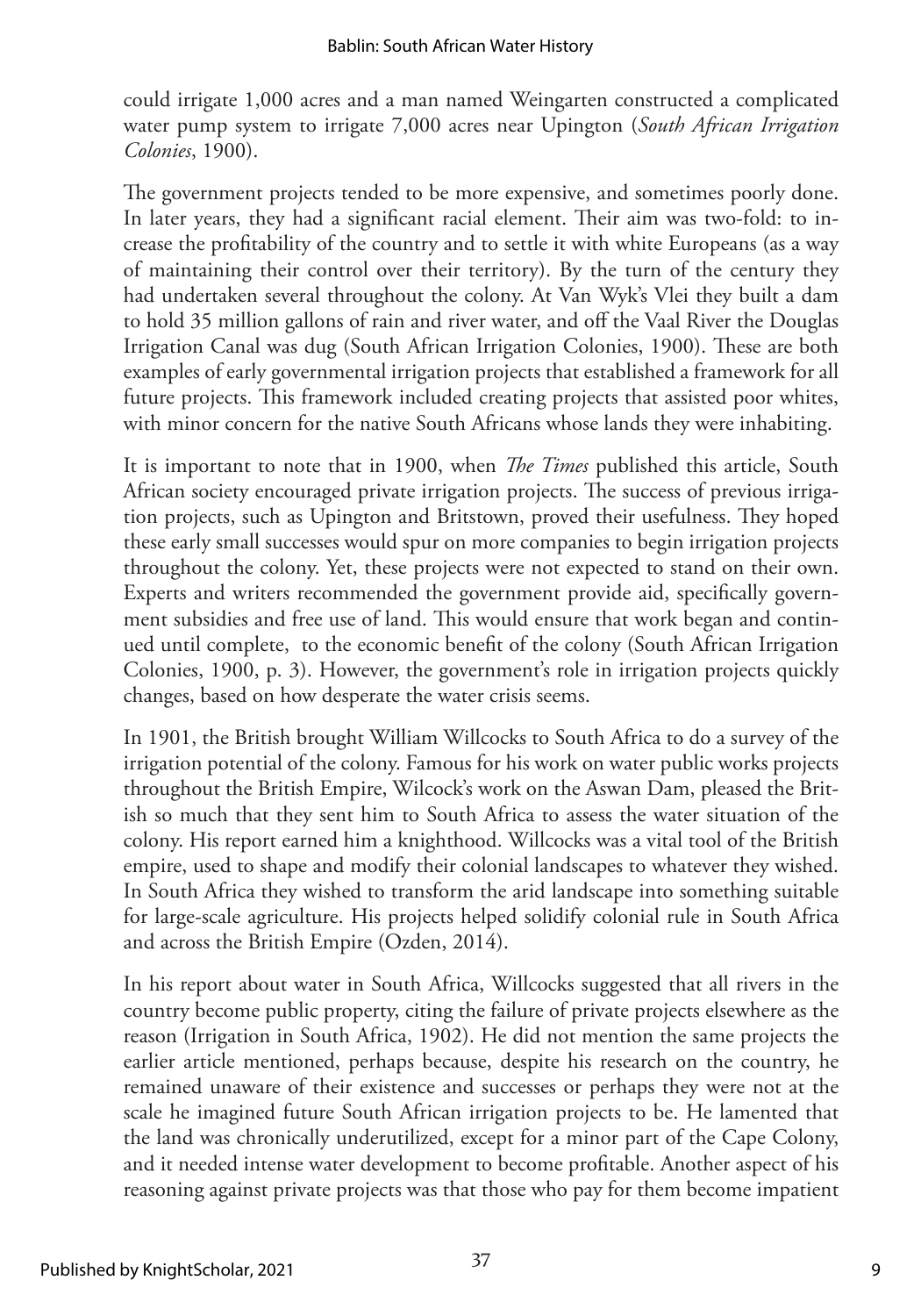could irrigate 1,000 acres and a man named Weingarten constructed a complicated water pump system to irrigate 7,000 acres near Upington (*South African Irrigation Colonies*, 1900).

The government projects tended to be more expensive, and sometimes poorly done. In later years, they had a significant racial element. Their aim was two-fold: to increase the profitability of the country and to settle it with white Europeans (as a way of maintaining their control over their territory). By the turn of the century they had undertaken several throughout the colony. At Van Wyk's Vlei they built a dam to hold 35 million gallons of rain and river water, and off the Vaal River the Douglas Irrigation Canal was dug (South African Irrigation Colonies, 1900). These are both examples of early governmental irrigation projects that established a framework for all future projects. This framework included creating projects that assisted poor whites, with minor concern for the native South Africans whose lands they were inhabiting.

It is important to note that in 1900, when *The Times* published this article, South African society encouraged private irrigation projects. The success of previous irrigation projects, such as Upington and Britstown, proved their usefulness. They hoped these early small successes would spur on more companies to begin irrigation projects throughout the colony. Yet, these projects were not expected to stand on their own. Experts and writers recommended the government provide aid, specifically government subsidies and free use of land. This would ensure that work began and continued until complete, to the economic benefit of the colony (South African Irrigation Colonies, 1900, p. 3). However, the government's role in irrigation projects quickly changes, based on how desperate the water crisis seems.

In 1901, the British brought William Willcocks to South Africa to do a survey of the irrigation potential of the colony. Famous for his work on water public works projects throughout the British Empire, Wilcock's work on the Aswan Dam, pleased the British so much that they sent him to South Africa to assess the water situation of the colony. His report earned him a knighthood. Willcocks was a vital tool of the British empire, used to shape and modify their colonial landscapes to whatever they wished. In South Africa they wished to transform the arid landscape into something suitable for large-scale agriculture. His projects helped solidify colonial rule in South Africa and across the British Empire (Ozden, 2014).

In his report about water in South Africa, Willcocks suggested that all rivers in the country become public property, citing the failure of private projects elsewhere as the reason (Irrigation in South Africa, 1902). He did not mention the same projects the earlier article mentioned, perhaps because, despite his research on the country, he remained unaware of their existence and successes or perhaps they were not at the scale he imagined future South African irrigation projects to be. He lamented that the land was chronically underutilized, except for a minor part of the Cape Colony, and it needed intense water development to become profitable. Another aspect of his reasoning against private projects was that those who pay for them become impatient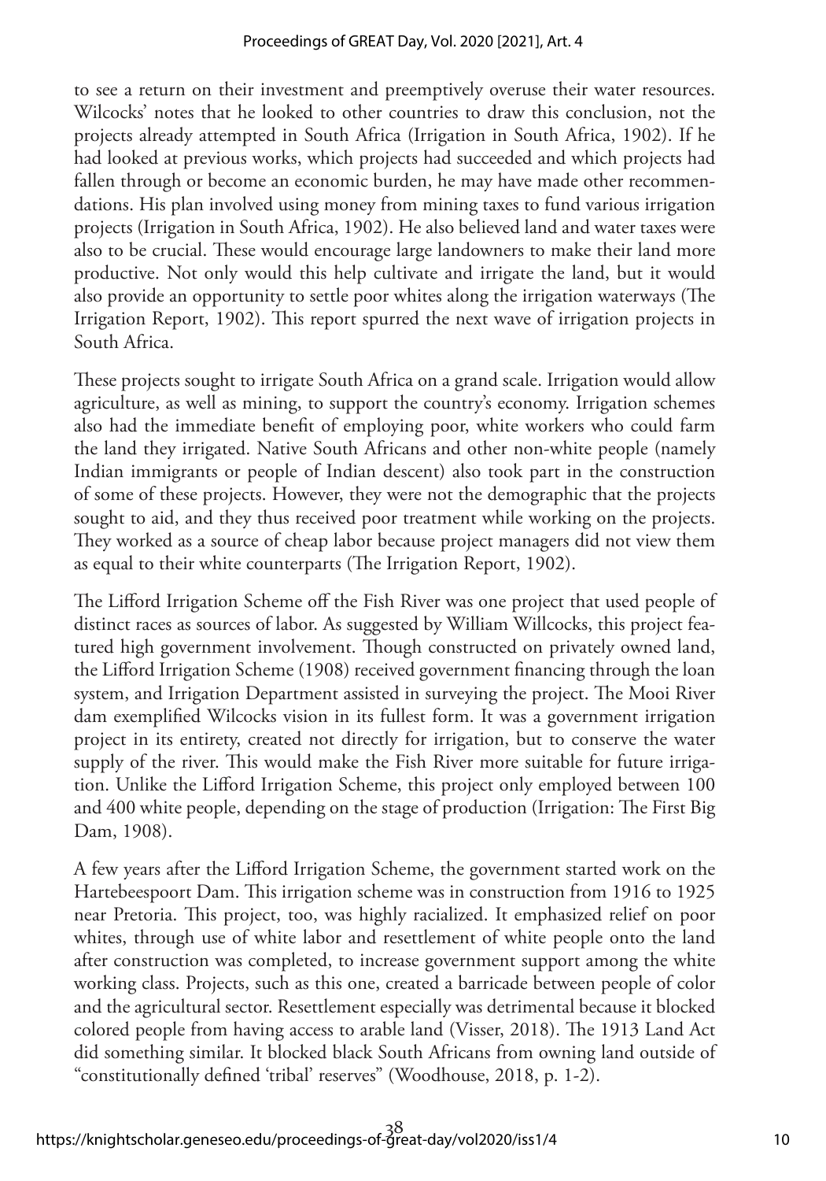to see a return on their investment and preemptively overuse their water resources. Wilcocks' notes that he looked to other countries to draw this conclusion, not the projects already attempted in South Africa (Irrigation in South Africa, 1902). If he had looked at previous works, which projects had succeeded and which projects had fallen through or become an economic burden, he may have made other recommendations. His plan involved using money from mining taxes to fund various irrigation projects (Irrigation in South Africa, 1902). He also believed land and water taxes were also to be crucial. These would encourage large landowners to make their land more productive. Not only would this help cultivate and irrigate the land, but it would also provide an opportunity to settle poor whites along the irrigation waterways (The Irrigation Report, 1902). This report spurred the next wave of irrigation projects in South Africa.

These projects sought to irrigate South Africa on a grand scale. Irrigation would allow agriculture, as well as mining, to support the country's economy. Irrigation schemes also had the immediate benefit of employing poor, white workers who could farm the land they irrigated. Native South Africans and other non-white people (namely Indian immigrants or people of Indian descent) also took part in the construction of some of these projects. However, they were not the demographic that the projects sought to aid, and they thus received poor treatment while working on the projects. They worked as a source of cheap labor because project managers did not view them as equal to their white counterparts (The Irrigation Report, 1902).

The Lifford Irrigation Scheme off the Fish River was one project that used people of distinct races as sources of labor. As suggested by William Willcocks, this project featured high government involvement. Though constructed on privately owned land, the Lifford Irrigation Scheme (1908) received government financing through the loan system, and Irrigation Department assisted in surveying the project. The Mooi River dam exemplified Wilcocks vision in its fullest form. It was a government irrigation project in its entirety, created not directly for irrigation, but to conserve the water supply of the river. This would make the Fish River more suitable for future irrigation. Unlike the Lifford Irrigation Scheme, this project only employed between 100 and 400 white people, depending on the stage of production (Irrigation: The First Big Dam, 1908).

A few years after the Lifford Irrigation Scheme, the government started work on the Hartebeespoort Dam. This irrigation scheme was in construction from 1916 to 1925 near Pretoria. This project, too, was highly racialized. It emphasized relief on poor whites, through use of white labor and resettlement of white people onto the land after construction was completed, to increase government support among the white working class. Projects, such as this one, created a barricade between people of color and the agricultural sector. Resettlement especially was detrimental because it blocked colored people from having access to arable land (Visser, 2018). The 1913 Land Act did something similar. It blocked black South Africans from owning land outside of "constitutionally defined 'tribal' reserves" (Woodhouse, 2018, p. 1-2).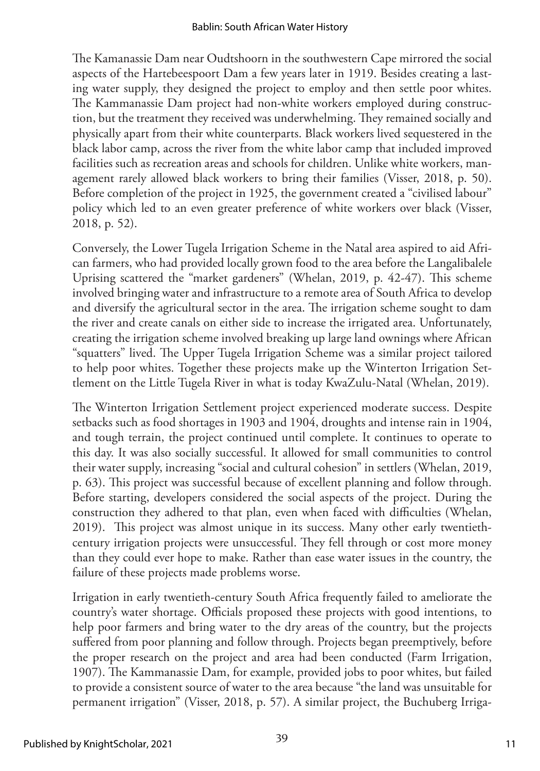The Kamanassie Dam near Oudtshoorn in the southwestern Cape mirrored the social aspects of the Hartebeespoort Dam a few years later in 1919. Besides creating a lasting water supply, they designed the project to employ and then settle poor whites. The Kammanassie Dam project had non-white workers employed during construction, but the treatment they received was underwhelming. They remained socially and physically apart from their white counterparts. Black workers lived sequestered in the black labor camp, across the river from the white labor camp that included improved facilities such as recreation areas and schools for children. Unlike white workers, management rarely allowed black workers to bring their families (Visser, 2018, p. 50). Before completion of the project in 1925, the government created a "civilised labour" policy which led to an even greater preference of white workers over black (Visser, 2018, p. 52).

Conversely, the Lower Tugela Irrigation Scheme in the Natal area aspired to aid African farmers, who had provided locally grown food to the area before the Langalibalele Uprising scattered the "market gardeners" (Whelan, 2019, p. 42-47). This scheme involved bringing water and infrastructure to a remote area of South Africa to develop and diversify the agricultural sector in the area. The irrigation scheme sought to dam the river and create canals on either side to increase the irrigated area. Unfortunately, creating the irrigation scheme involved breaking up large land ownings where African "squatters" lived. The Upper Tugela Irrigation Scheme was a similar project tailored to help poor whites. Together these projects make up the Winterton Irrigation Settlement on the Little Tugela River in what is today KwaZulu-Natal (Whelan, 2019).

The Winterton Irrigation Settlement project experienced moderate success. Despite setbacks such as food shortages in 1903 and 1904, droughts and intense rain in 1904, and tough terrain, the project continued until complete. It continues to operate to this day. It was also socially successful. It allowed for small communities to control their water supply, increasing "social and cultural cohesion" in settlers (Whelan, 2019, p. 63). This project was successful because of excellent planning and follow through. Before starting, developers considered the social aspects of the project. During the construction they adhered to that plan, even when faced with difficulties (Whelan, 2019). This project was almost unique in its success. Many other early twentieth-century irrigation projects were unsuccessful. They fell through or cost more money than they could ever hope to make. Rather than ease water issues in the country, the failure of these projects made problems worse.

Irrigation in early twentieth-century South Africa frequently failed to ameliorate the country's water shortage. Officials proposed these projects with good intentions, to help poor farmers and bring water to the dry areas of the country, but the projects suffered from poor planning and follow through. Projects began preemptively, before the proper research on the project and area had been conducted (Farm Irrigation, 1907). The Kammanassie Dam, for example, provided jobs to poor whites, but failed to provide a consistent source of water to the area because "the land was unsuitable for permanent irrigation" (Visser, 2018, p. 57). A similar project, the Buchuberg Irriga-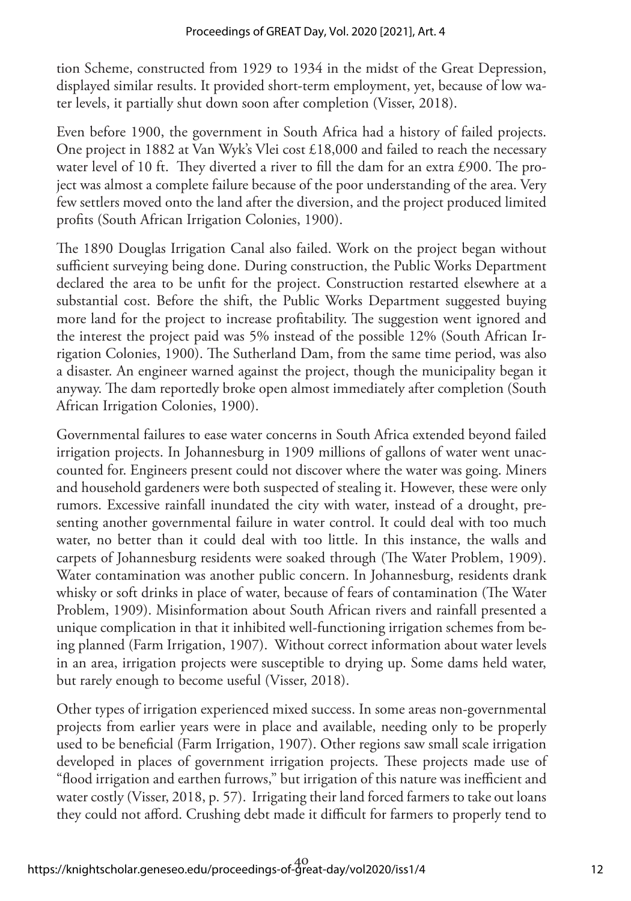tion Scheme, constructed from 1929 to 1934 in the midst of the Great Depression, displayed similar results. It provided short-term employment, yet, because of low water levels, it partially shut down soon after completion (Visser, 2018).

Even before 1900, the government in South Africa had a history of failed projects. One project in 1882 at Van Wyk's Vlei cost £18,000 and failed to reach the necessary water level of 10 ft. They diverted a river to fill the dam for an extra £900. The project was almost a complete failure because of the poor understanding of the area. Very few settlers moved onto the land after the diversion, and the project produced limited profits (South African Irrigation Colonies, 1900).

The 1890 Douglas Irrigation Canal also failed. Work on the project began without sufficient surveying being done. During construction, the Public Works Department declared the area to be unfit for the project. Construction restarted elsewhere at a substantial cost. Before the shift, the Public Works Department suggested buying more land for the project to increase profitability. The suggestion went ignored and the interest the project paid was 5% instead of the possible 12% (South African Irrigation Colonies, 1900). The Sutherland Dam, from the same time period, was also a disaster. An engineer warned against the project, though the municipality began it anyway. The dam reportedly broke open almost immediately after completion (South African Irrigation Colonies, 1900).

Governmental failures to ease water concerns in South Africa extended beyond failed irrigation projects. In Johannesburg in 1909 millions of gallons of water went unaccounted for. Engineers present could not discover where the water was going. Miners and household gardeners were both suspected of stealing it. However, these were only rumors. Excessive rainfall inundated the city with water, instead of a drought, presenting another governmental failure in water control. It could deal with too much water, no better than it could deal with too little. In this instance, the walls and carpets of Johannesburg residents were soaked through (The Water Problem, 1909). Water contamination was another public concern. In Johannesburg, residents drank whisky or soft drinks in place of water, because of fears of contamination (The Water Problem, 1909). Misinformation about South African rivers and rainfall presented a unique complication in that it inhibited well-functioning irrigation schemes from being planned (Farm Irrigation, 1907). Without correct information about water levels in an area, irrigation projects were susceptible to drying up. Some dams held water, but rarely enough to become useful (Visser, 2018).

Other types of irrigation experienced mixed success. In some areas non-governmental projects from earlier years were in place and available, needing only to be properly used to be beneficial (Farm Irrigation, 1907). Other regions saw small scale irrigation developed in places of government irrigation projects. These projects made use of "flood irrigation and earthen furrows," but irrigation of this nature was inefficient and water costly (Visser, 2018, p. 57). Irrigating their land forced farmers to take out loans they could not afford. Crushing debt made it difficult for farmers to properly tend to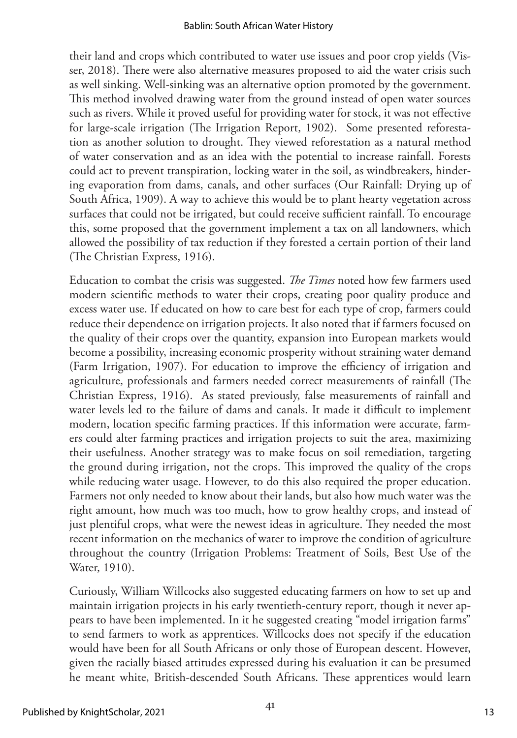their land and crops which contributed to water use issues and poor crop yields (Visser, 2018). There were also alternative measures proposed to aid the water crisis such as well sinking. Well-sinking was an alternative option promoted by the government. This method involved drawing water from the ground instead of open water sources such as rivers. While it proved useful for providing water for stock, it was not effective for large-scale irrigation (The Irrigation Report, 1902). Some presented reforestation as another solution to drought. They viewed reforestation as a natural method of water conservation and as an idea with the potential to increase rainfall. Forests could act to prevent transpiration, locking water in the soil, as windbreakers, hindering evaporation from dams, canals, and other surfaces (Our Rainfall: Drying up of South Africa, 1909). A way to achieve this would be to plant hearty vegetation across surfaces that could not be irrigated, but could receive sufficient rainfall. To encourage this, some proposed that the government implement a tax on all landowners, which allowed the possibility of tax reduction if they forested a certain portion of their land (The Christian Express, 1916).

Education to combat the crisis was suggested. *The Times* noted how few farmers used modern scientific methods to water their crops, creating poor quality produce and excess water use. If educated on how to care best for each type of crop, farmers could reduce their dependence on irrigation projects. It also noted that if farmers focused on the quality of their crops over the quantity, expansion into European markets would become a possibility, increasing economic prosperity without straining water demand (Farm Irrigation, 1907). For education to improve the efficiency of irrigation and agriculture, professionals and farmers needed correct measurements of rainfall (The Christian Express, 1916). As stated previously, false measurements of rainfall and water levels led to the failure of dams and canals. It made it difficult to implement modern, location specific farming practices. If this information were accurate, farmers could alter farming practices and irrigation projects to suit the area, maximizing their usefulness. Another strategy was to make focus on soil remediation, targeting the ground during irrigation, not the crops. This improved the quality of the crops while reducing water usage. However, to do this also required the proper education. Farmers not only needed to know about their lands, but also how much water was the right amount, how much was too much, how to grow healthy crops, and instead of just plentiful crops, what were the newest ideas in agriculture. They needed the most recent information on the mechanics of water to improve the condition of agriculture throughout the country (Irrigation Problems: Treatment of Soils, Best Use of the Water, 1910).

Curiously, William Willcocks also suggested educating farmers on how to set up and maintain irrigation projects in his early twentieth-century report, though it never appears to have been implemented. In it he suggested creating "model irrigation farms" to send farmers to work as apprentices. Willcocks does not specify if the education would have been for all South Africans or only those of European descent. However, given the racially biased attitudes expressed during his evaluation it can be presumed he meant white, British-descended South Africans. These apprentices would learn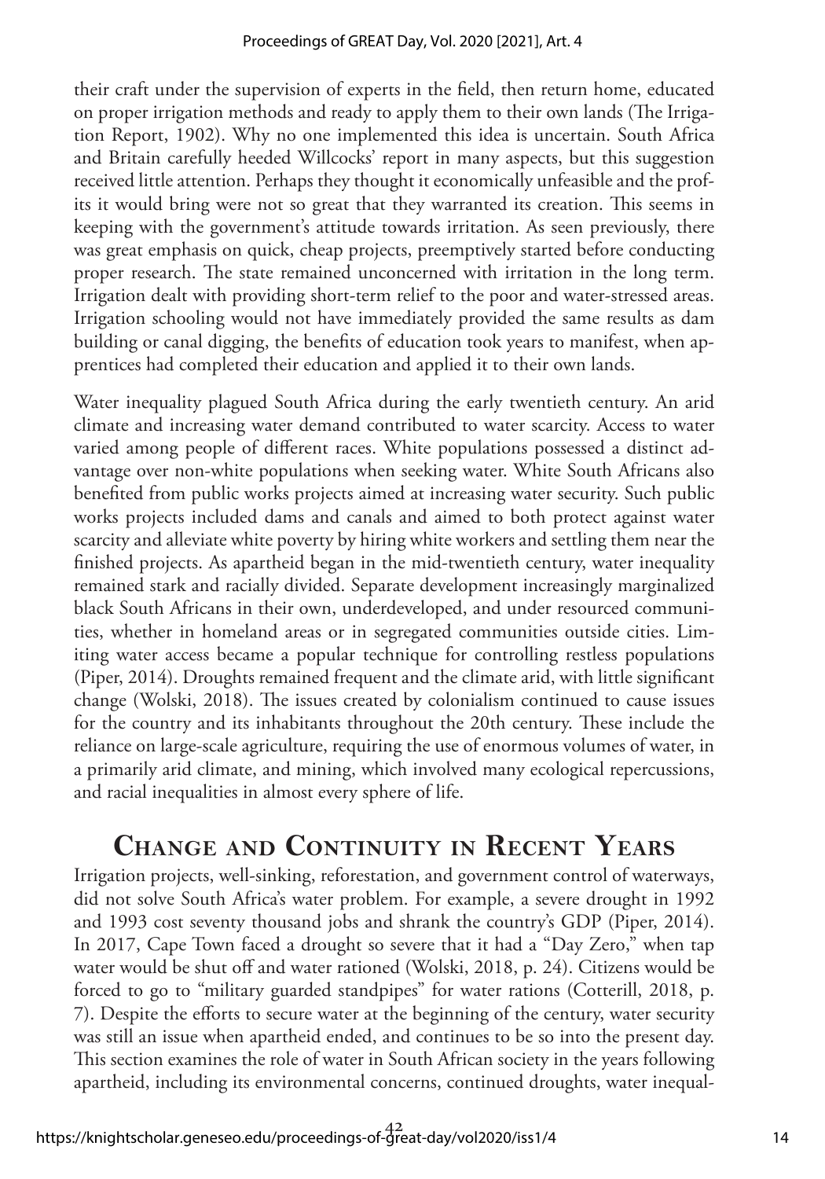their craft under the supervision of experts in the field, then return home, educated on proper irrigation methods and ready to apply them to their own lands (The Irrigation Report, 1902). Why no one implemented this idea is uncertain. South Africa and Britain carefully heeded Willcocks' report in many aspects, but this suggestion received little attention. Perhaps they thought it economically unfeasible and the profits it would bring were not so great that they warranted its creation. This seems in keeping with the government's attitude towards irritation. As seen previously, there was great emphasis on quick, cheap projects, preemptively started before conducting proper research. The state remained unconcerned with irritation in the long term. Irrigation dealt with providing short-term relief to the poor and water-stressed areas. Irrigation schooling would not have immediately provided the same results as dam building or canal digging, the benefits of education took years to manifest, when apprentices had completed their education and applied it to their own lands.

Water inequality plagued South Africa during the early twentieth century. An arid climate and increasing water demand contributed to water scarcity. Access to water varied among people of different races. White populations possessed a distinct advantage over non-white populations when seeking water. White South Africans also benefited from public works projects aimed at increasing water security. Such public works projects included dams and canals and aimed to both protect against water scarcity and alleviate white poverty by hiring white workers and settling them near the finished projects. As apartheid began in the mid-twentieth century, water inequality remained stark and racially divided. Separate development increasingly marginalized black South Africans in their own, underdeveloped, and under resourced communities, whether in homeland areas or in segregated communities outside cities. Limiting water access became a popular technique for controlling restless populations (Piper, 2014). Droughts remained frequent and the climate arid, with little significant change (Wolski, 2018). The issues created by colonialism continued to cause issues for the country and its inhabitants throughout the 20th century. These include the reliance on large-scale agriculture, requiring the use of enormous volumes of water, in a primarily arid climate, and mining, which involved many ecological repercussions, and racial inequalities in almost every sphere of life.

## Change and Continuity in Recent Years

Irrigation projects, well-sinking, reforestation, and government control of waterways, did not solve South Africa's water problem. For example, a severe drought in 1992 and 1993 cost seventy thousand jobs and shrank the country's GDP (Piper, 2014). In 2017, Cape Town faced a drought so severe that it had a "Day Zero," when tap water would be shut off and water rationed (Wolski, 2018, p. 24). Citizens would be forced to go to "military guarded standpipes" for water rations (Cotterill, 2018, p. 7). Despite the efforts to secure water at the beginning of the century, water security was still an issue when apartheid ended, and continues to be so into the present day. This section examines the role of water in South African society in the years following apartheid, including its environmental concerns, continued droughts, water inequal-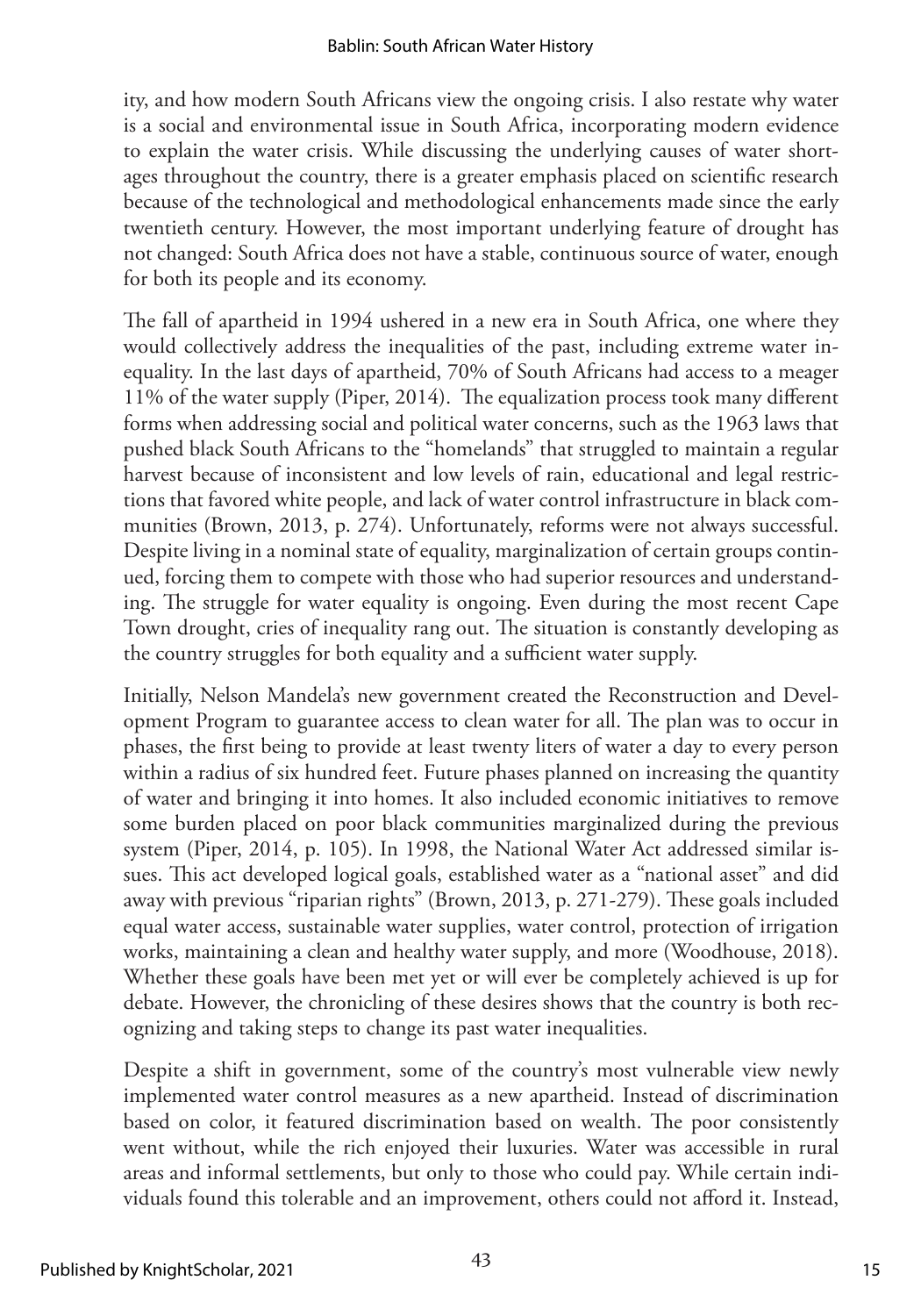ity, and how modern South Africans view the ongoing crisis. I also restate why water is a social and environmental issue in South Africa, incorporating modern evidence to explain the water crisis. While discussing the underlying causes of water shortages throughout the country, there is a greater emphasis placed on scientific research because of the technological and methodological enhancements made since the early twentieth century. However, the most important underlying feature of drought has not changed: South Africa does not have a stable, continuous source of water, enough for both its people and its economy.

The fall of apartheid in 1994 ushered in a new era in South Africa, one where they would collectively address the inequalities of the past, including extreme water inequality. In the last days of apartheid, 70% of South Africans had access to a meager 11% of the water supply (Piper, 2014). The equalization process took many different forms when addressing social and political water concerns, such as the 1963 laws that pushed black South Africans to the "homelands" that struggled to maintain a regular harvest because of inconsistent and low levels of rain, educational and legal restrictions that favored white people, and lack of water control infrastructure in black communities (Brown, 2013, p. 274). Unfortunately, reforms were not always successful. Despite living in a nominal state of equality, marginalization of certain groups continued, forcing them to compete with those who had superior resources and understanding. The struggle for water equality is ongoing. Even during the most recent Cape Town drought, cries of inequality rang out. The situation is constantly developing as the country struggles for both equality and a sufficient water supply.

Initially, Nelson Mandela's new government created the Reconstruction and Development Program to guarantee access to clean water for all. The plan was to occur in phases, the first being to provide at least twenty liters of water a day to every person within a radius of six hundred feet. Future phases planned on increasing the quantity of water and bringing it into homes. It also included economic initiatives to remove some burden placed on poor black communities marginalized during the previous system (Piper, 2014, p. 105). In 1998, the National Water Act addressed similar issues. This act developed logical goals, established water as a "national asset" and did away with previous "riparian rights" (Brown, 2013, p. 271-279). These goals included equal water access, sustainable water supplies, water control, protection of irrigation works, maintaining a clean and healthy water supply, and more (Woodhouse, 2018). Whether these goals have been met yet or will ever be completely achieved is up for debate. However, the chronicling of these desires shows that the country is both recognizing and taking steps to change its past water inequalities.

Despite a shift in government, some of the country's most vulnerable view newly implemented water control measures as a new apartheid. Instead of discrimination based on color, it featured discrimination based on wealth. The poor consistently went without, while the rich enjoyed their luxuries. Water was accessible in rural areas and informal settlements, but only to those who could pay. While certain individuals found this tolerable and an improvement, others could not afford it. Instead,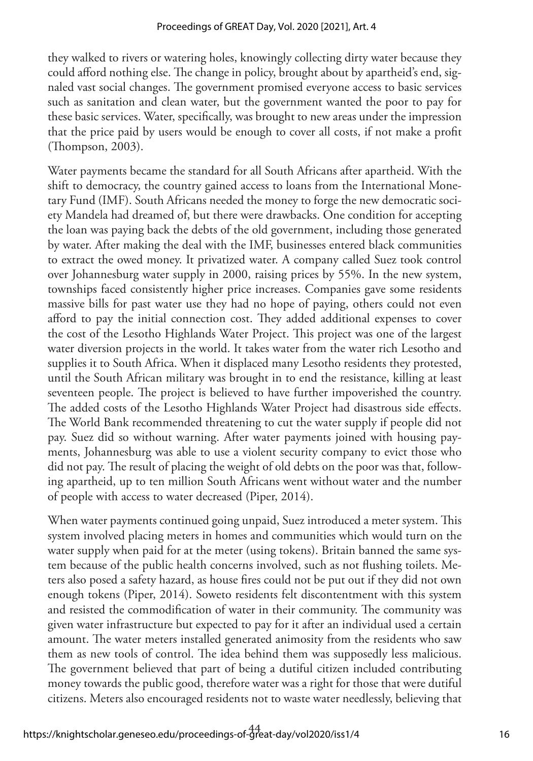they walked to rivers or watering holes, knowingly collecting dirty water because they could afford nothing else. The change in policy, brought about by apartheid's end, signaled vast social changes. The government promised everyone access to basic services such as sanitation and clean water, but the government wanted the poor to pay for these basic services. Water, specifically, was brought to new areas under the impression that the price paid by users would be enough to cover all costs, if not make a profit (Thompson, 2003).

Water payments became the standard for all South Africans after apartheid. With the shift to democracy, the country gained access to loans from the International Monetary Fund (IMF). South Africans needed the money to forge the new democratic society Mandela had dreamed of, but there were drawbacks. One condition for accepting the loan was paying back the debts of the old government, including those generated by water. After making the deal with the IMF, businesses entered black communities to extract the owed money. It privatized water. A company called Suez took control over Johannesburg water supply in 2000, raising prices by 55%. In the new system, townships faced consistently higher price increases. Companies gave some residents massive bills for past water use they had no hope of paying, others could not even afford to pay the initial connection cost. They added additional expenses to cover the cost of the Lesotho Highlands Water Project. This project was one of the largest water diversion projects in the world. It takes water from the water rich Lesotho and supplies it to South Africa. When it displaced many Lesotho residents they protested, until the South African military was brought in to end the resistance, killing at least seventeen people. The project is believed to have further impoverished the country. The added costs of the Lesotho Highlands Water Project had disastrous side effects. The World Bank recommended threatening to cut the water supply if people did not pay. Suez did so without warning. After water payments joined with housing payments, Johannesburg was able to use a violent security company to evict those who did not pay. The result of placing the weight of old debts on the poor was that, following apartheid, up to ten million South Africans went without water and the number of people with access to water decreased (Piper, 2014).

When water payments continued going unpaid, Suez introduced a meter system. This system involved placing meters in homes and communities which would turn on the water supply when paid for at the meter (using tokens). Britain banned the same system because of the public health concerns involved, such as not flushing toilets. Meters also posed a safety hazard, as house fires could not be put out if they did not own enough tokens (Piper, 2014). Soweto residents felt discontentment with this system and resisted the commodification of water in their community. The community was given water infrastructure but expected to pay for it after an individual used a certain amount. The water meters installed generated animosity from the residents who saw them as new tools of control. The idea behind them was supposedly less malicious. The government believed that part of being a dutiful citizen included contributing money towards the public good, therefore water was a right for those that were dutiful citizens. Meters also encouraged residents not to waste water needlessly, believing that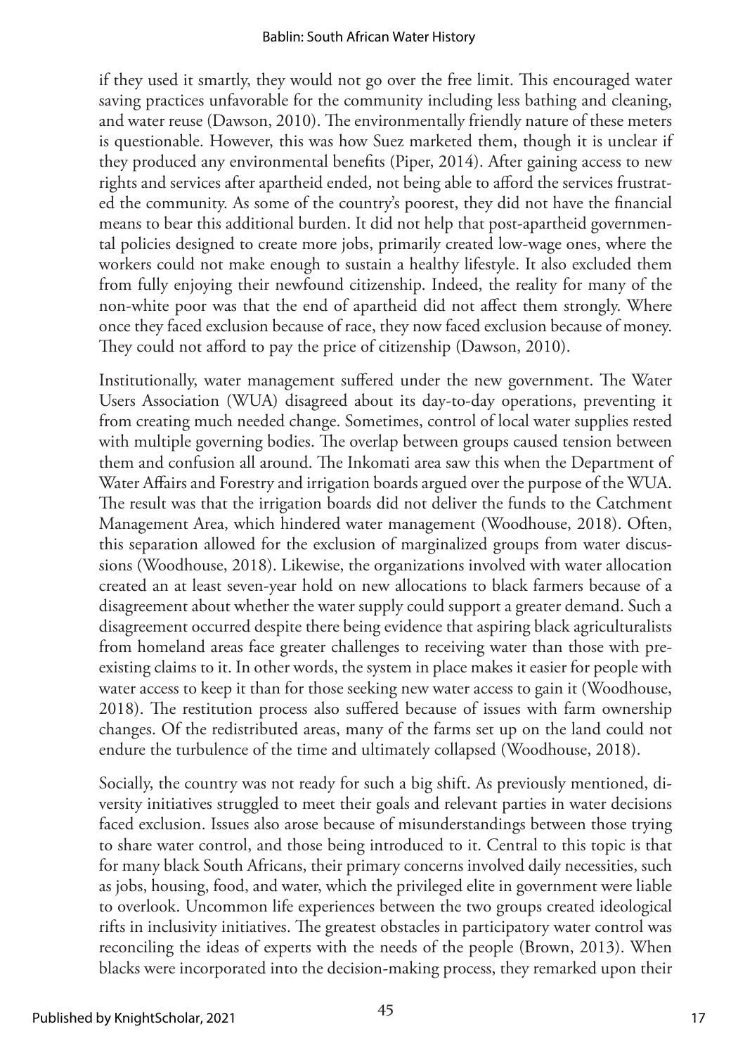if they used it smartly, they would not go over the free limit. This encouraged water saving practices unfavorable for the community including less bathing and cleaning, and water reuse (Dawson, 2010). The environmentally friendly nature of these meters is questionable. However, this was how Suez marketed them, though it is unclear if they produced any environmental benefits (Piper, 2014). After gaining access to new rights and services after apartheid ended, not being able to afford the services frustrated the community. As some of the country's poorest, they did not have the financial means to bear this additional burden. It did not help that post-apartheid governmental policies designed to create more jobs, primarily created low-wage ones, where the workers could not make enough to sustain a healthy lifestyle. It also excluded them from fully enjoying their newfound citizenship. Indeed, the reality for many of the non-white poor was that the end of apartheid did not affect them strongly. Where once they faced exclusion because of race, they now faced exclusion because of money. They could not afford to pay the price of citizenship (Dawson, 2010).

Institutionally, water management suffered under the new government. The Water Users Association (WUA) disagreed about its day-to-day operations, preventing it from creating much needed change. Sometimes, control of local water supplies rested with multiple governing bodies. The overlap between groups caused tension between them and confusion all around. The Inkomati area saw this when the Department of Water Affairs and Forestry and irrigation boards argued over the purpose of the WUA. The result was that the irrigation boards did not deliver the funds to the Catchment Management Area, which hindered water management (Woodhouse, 2018). Often, this separation allowed for the exclusion of marginalized groups from water discussions (Woodhouse, 2018). Likewise, the organizations involved with water allocation created an at least seven-year hold on new allocations to black farmers because of a disagreement about whether the water supply could support a greater demand. Such a disagreement occurred despite there being evidence that aspiring black agriculturalists from homeland areas face greater challenges to receiving water than those with preexisting claims to it. In other words, the system in place makes it easier for people with water access to keep it than for those seeking new water access to gain it (Woodhouse, 2018). The restitution process also suffered because of issues with farm ownership changes. Of the redistributed areas, many of the farms set up on the land could not endure the turbulence of the time and ultimately collapsed (Woodhouse, 2018).

Socially, the country was not ready for such a big shift. As previously mentioned, diversity initiatives struggled to meet their goals and relevant parties in water decisions faced exclusion. Issues also arose because of misunderstandings between those trying to share water control, and those being introduced to it. Central to this topic is that for many black South Africans, their primary concerns involved daily necessities, such as jobs, housing, food, and water, which the privileged elite in government were liable to overlook. Uncommon life experiences between the two groups created ideological rifts in inclusivity initiatives. The greatest obstacles in participatory water control was reconciling the ideas of experts with the needs of the people (Brown, 2013). When blacks were incorporated into the decision-making process, they remarked upon their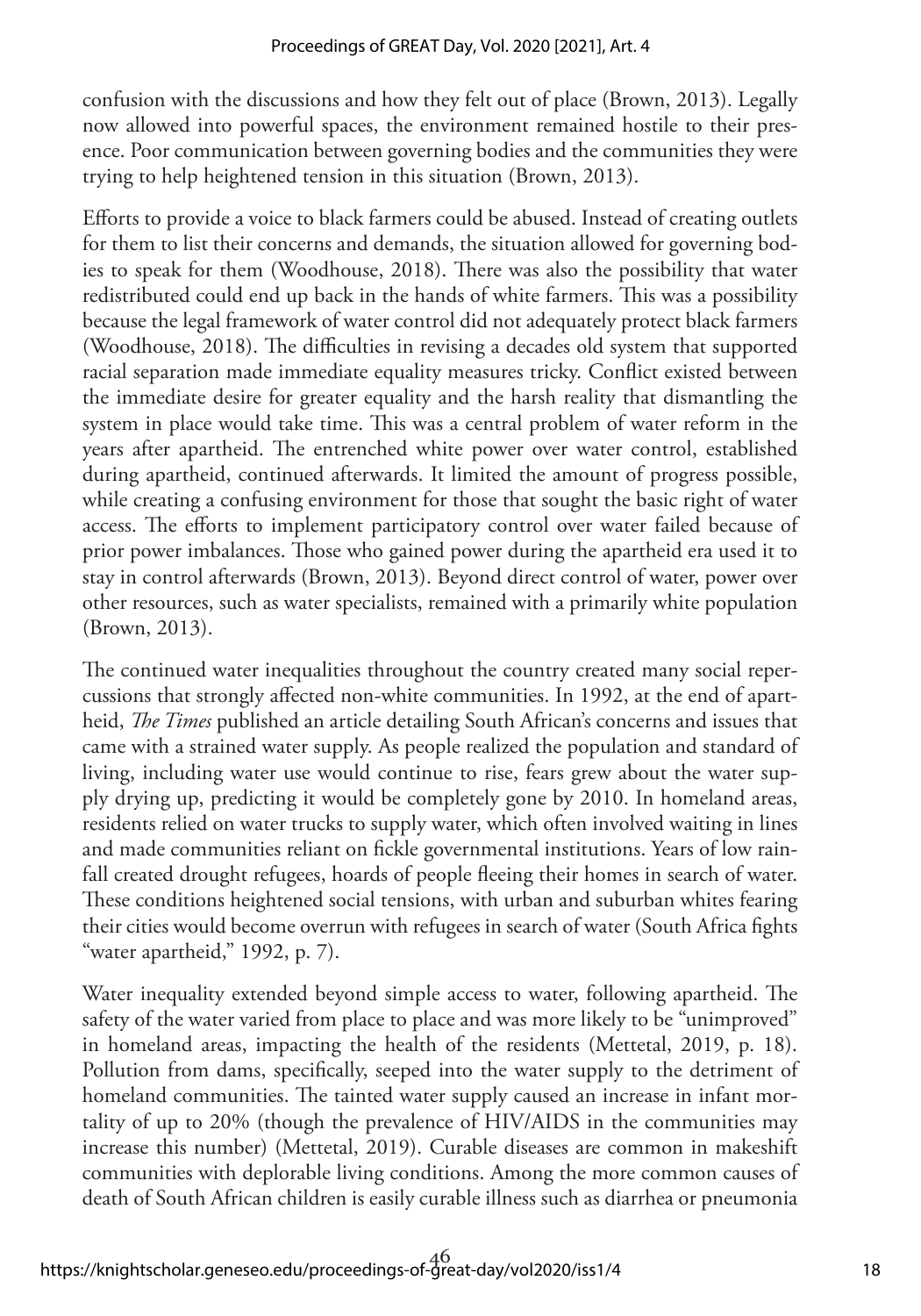confusion with the discussions and how they felt out of place (Brown, 2013). Legally now allowed into powerful spaces, the environment remained hostile to their presence. Poor communication between governing bodies and the communities they were trying to help heightened tension in this situation (Brown, 2013).

Efforts to provide a voice to black farmers could be abused. Instead of creating outlets for them to list their concerns and demands, the situation allowed for governing bodies to speak for them (Woodhouse, 2018). There was also the possibility that water redistributed could end up back in the hands of white farmers. This was a possibility because the legal framework of water control did not adequately protect black farmers (Woodhouse, 2018). The difficulties in revising a decades old system that supported racial separation made immediate equality measures tricky. Conflict existed between the immediate desire for greater equality and the harsh reality that dismantling the system in place would take time. This was a central problem of water reform in the years after apartheid. The entrenched white power over water control, established during apartheid, continued afterwards. It limited the amount of progress possible, while creating a confusing environment for those that sought the basic right of water access. The efforts to implement participatory control over water failed because of prior power imbalances. Those who gained power during the apartheid era used it to stay in control afterwards (Brown, 2013). Beyond direct control of water, power over other resources, such as water specialists, remained with a primarily white population (Brown, 2013).

The continued water inequalities throughout the country created many social repercussions that strongly affected non-white communities. In 1992, at the end of apartheid, *The Times* published an article detailing South African's concerns and issues that came with a strained water supply. As people realized the population and standard of living, including water use would continue to rise, fears grew about the water supply drying up, predicting it would be completely gone by 2010. In homeland areas, residents relied on water trucks to supply water, which often involved waiting in lines and made communities reliant on fickle governmental institutions. Years of low rainfall created drought refugees, hoards of people fleeing their homes in search of water. These conditions heightened social tensions, with urban and suburban whites fearing their cities would become overrun with refugees in search of water (South Africa fights "water apartheid," 1992, p. 7).

Water inequality extended beyond simple access to water, following apartheid. The safety of the water varied from place to place and was more likely to be "unimproved" in homeland areas, impacting the health of the residents (Mettetal, 2019, p. 18). Pollution from dams, specifically, seeped into the water supply to the detriment of homeland communities. The tainted water supply caused an increase in infant mortality of up to 20% (though the prevalence of HIV/AIDS in the communities may increase this number) (Mettetal, 2019). Curable diseases are common in makeshift communities with deplorable living conditions. Among the more common causes of death of South African children is easily curable illness such as diarrhea or pneumonia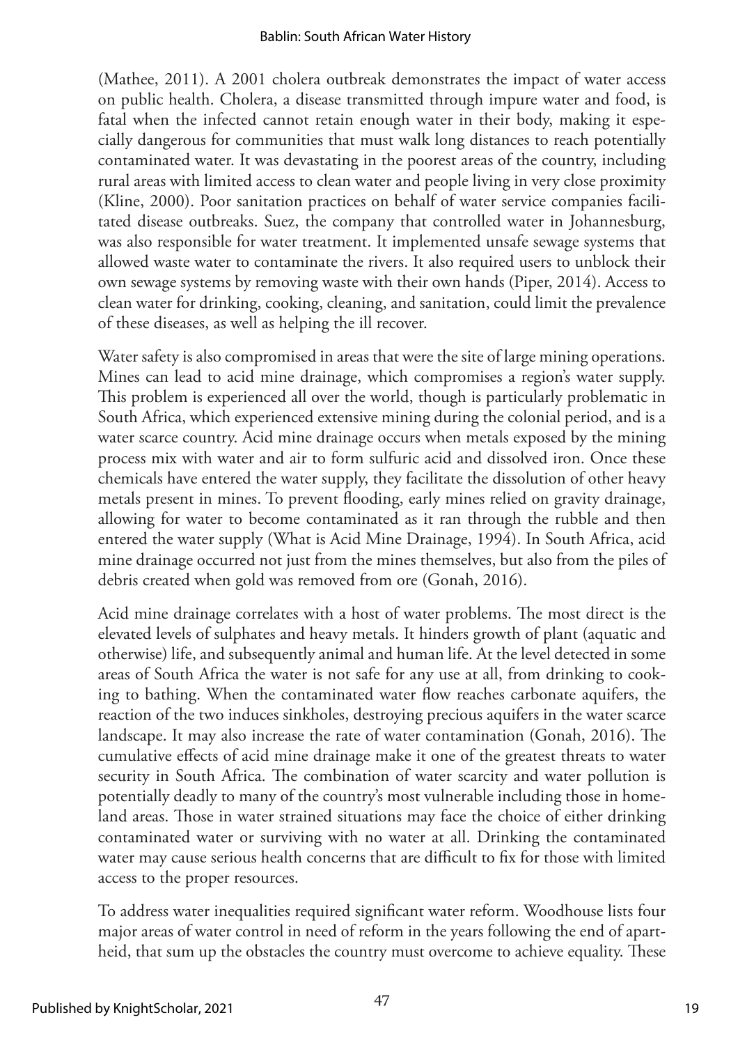(Mathee, 2011). A 2001 cholera outbreak demonstrates the impact of water access on public health. Cholera, a disease transmitted through impure water and food, is fatal when the infected cannot retain enough water in their body, making it especially dangerous for communities that must walk long distances to reach potentially contaminated water. It was devastating in the poorest areas of the country, including rural areas with limited access to clean water and people living in very close proximity (Kline, 2000). Poor sanitation practices on behalf of water service companies facilitated disease outbreaks. Suez, the company that controlled water in Johannesburg, was also responsible for water treatment. It implemented unsafe sewage systems that allowed waste water to contaminate the rivers. It also required users to unblock their own sewage systems by removing waste with their own hands (Piper, 2014). Access to clean water for drinking, cooking, cleaning, and sanitation, could limit the prevalence of these diseases, as well as helping the ill recover.

Water safety is also compromised in areas that were the site of large mining operations. Mines can lead to acid mine drainage, which compromises a region's water supply. This problem is experienced all over the world, though is particularly problematic in South Africa, which experienced extensive mining during the colonial period, and is a water scarce country. Acid mine drainage occurs when metals exposed by the mining process mix with water and air to form sulfuric acid and dissolved iron. Once these chemicals have entered the water supply, they facilitate the dissolution of other heavy metals present in mines. To prevent flooding, early mines relied on gravity drainage, allowing for water to become contaminated as it ran through the rubble and then entered the water supply (What is Acid Mine Drainage, 1994). In South Africa, acid mine drainage occurred not just from the mines themselves, but also from the piles of debris created when gold was removed from ore (Gonah, 2016).

Acid mine drainage correlates with a host of water problems. The most direct is the elevated levels of sulphates and heavy metals. It hinders growth of plant (aquatic and otherwise) life, and subsequently animal and human life. At the level detected in some areas of South Africa the water is not safe for any use at all, from drinking to cooking to bathing. When the contaminated water flow reaches carbonate aquifers, the reaction of the two induces sinkholes, destroying precious aquifers in the water scarce landscape. It may also increase the rate of water contamination (Gonah, 2016). The cumulative effects of acid mine drainage make it one of the greatest threats to water security in South Africa. The combination of water scarcity and water pollution is potentially deadly to many of the country's most vulnerable including those in homeland areas. Those in water strained situations may face the choice of either drinking contaminated water or surviving with no water at all. Drinking the contaminated water may cause serious health concerns that are difficult to fix for those with limited access to the proper resources.

To address water inequalities required significant water reform. Woodhouse lists four major areas of water control in need of reform in the years following the end of apartheid, that sum up the obstacles the country must overcome to achieve equality. These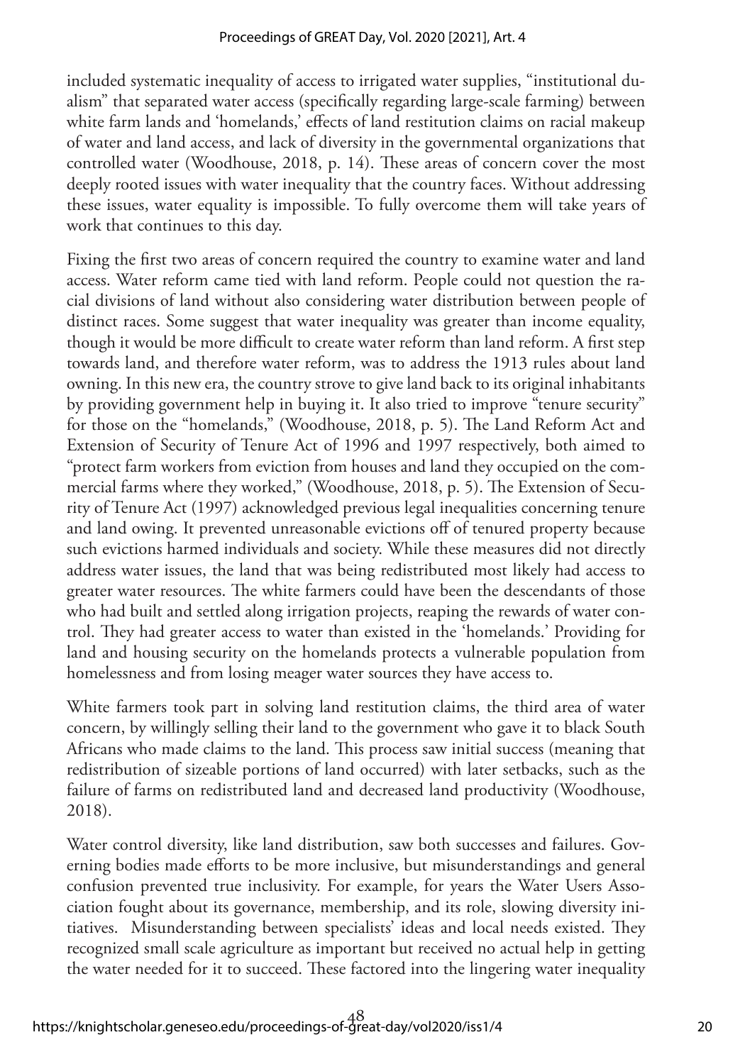included systematic inequality of access to irrigated water supplies, "institutional dualism" that separated water access (specifically regarding large-scale farming) between white farm lands and 'homelands,' effects of land restitution claims on racial makeup of water and land access, and lack of diversity in the governmental organizations that controlled water (Woodhouse, 2018, p. 14). These areas of concern cover the most deeply rooted issues with water inequality that the country faces. Without addressing these issues, water equality is impossible. To fully overcome them will take years of work that continues to this day.

Fixing the first two areas of concern required the country to examine water and land access. Water reform came tied with land reform. People could not question the racial divisions of land without also considering water distribution between people of distinct races. Some suggest that water inequality was greater than income equality, though it would be more difficult to create water reform than land reform. A first step towards land, and therefore water reform, was to address the 1913 rules about land owning. In this new era, the country strove to give land back to its original inhabitants by providing government help in buying it. It also tried to improve "tenure security" for those on the "homelands," (Woodhouse, 2018, p. 5). The Land Reform Act and Extension of Security of Tenure Act of 1996 and 1997 respectively, both aimed to "protect farm workers from eviction from houses and land they occupied on the commercial farms where they worked," (Woodhouse, 2018, p. 5). The Extension of Security of Tenure Act (1997) acknowledged previous legal inequalities concerning tenure and land owing. It prevented unreasonable evictions off of tenured property because such evictions harmed individuals and society. While these measures did not directly address water issues, the land that was being redistributed most likely had access to greater water resources. The white farmers could have been the descendants of those who had built and settled along irrigation projects, reaping the rewards of water control. They had greater access to water than existed in the 'homelands.' Providing for land and housing security on the homelands protects a vulnerable population from homelessness and from losing meager water sources they have access to.

White farmers took part in solving land restitution claims, the third area of water concern, by willingly selling their land to the government who gave it to black South Africans who made claims to the land. This process saw initial success (meaning that redistribution of sizeable portions of land occurred) with later setbacks, such as the failure of farms on redistributed land and decreased land productivity (Woodhouse, 2018).

Water control diversity, like land distribution, saw both successes and failures. Governing bodies made efforts to be more inclusive, but misunderstandings and general confusion prevented true inclusivity. For example, for years the Water Users Association fought about its governance, membership, and its role, slowing diversity initiatives. Misunderstanding between specialists' ideas and local needs existed. They recognized small scale agriculture as important but received no actual help in getting the water needed for it to succeed. These factored into the lingering water inequality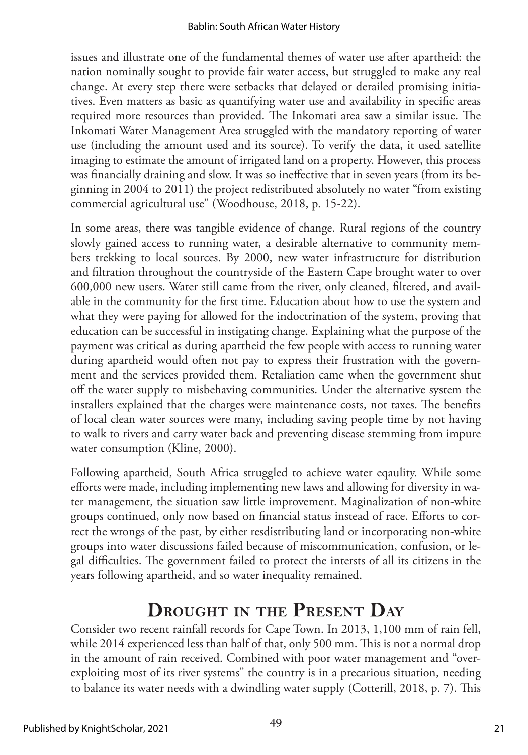issues and illustrate one of the fundamental themes of water use after apartheid: the nation nominally sought to provide fair water access, but struggled to make any real change. At every step there were setbacks that delayed or derailed promising initiatives. Even matters as basic as quantifying water use and availability in specific areas required more resources than provided. The Inkomati area saw a similar issue. The Inkomati Water Management Area struggled with the mandatory reporting of water use (including the amount used and its source). To verify the data, it used satellite imaging to estimate the amount of irrigated land on a property. However, this process was financially draining and slow. It was so ineffective that in seven years (from its beginning in 2004 to 2011) the project redistributed absolutely no water "from existing commercial agricultural use" (Woodhouse, 2018, p. 15-22).

In some areas, there was tangible evidence of change. Rural regions of the country slowly gained access to running water, a desirable alternative to community members trekking to local sources. By 2000, new water infrastructure for distribution and filtration throughout the countryside of the Eastern Cape brought water to over 600,000 new users. Water still came from the river, only cleaned, filtered, and available in the community for the first time. Education about how to use the system and what they were paying for allowed for the indoctrination of the system, proving that education can be successful in instigating change. Explaining what the purpose of the payment was critical as during apartheid the few people with access to running water during apartheid would often not pay to express their frustration with the government and the services provided them. Retaliation came when the government shut off the water supply to misbehaving communities. Under the alternative system the installers explained that the charges were maintenance costs, not taxes. The benefits of local clean water sources were many, including saving people time by not having to walk to rivers and carry water back and preventing disease stemming from impure water consumption (Kline, 2000).

Following apartheid, South Africa struggled to achieve water eqaulity. While some efforts were made, including implementing new laws and allowing for diversity in water management, the situation saw little improvement. Maginalization of non-white groups continued, only now based on financial status instead of race. Efforts to correct the wrongs of the past, by either resdistributing land or incorporating non-white groups into water discussions failed because of miscommunication, confusion, or legal difficulties. The government failed to protect the intersts of all its citizens in the years following apartheid, and so water inequality remained.

## Drought in the Present Day

Consider two recent rainfall records for Cape Town. In 2013, 1,100 mm of rain fell, while 2014 experienced less than half of that, only 500 mm. This is not a normal drop in the amount of rain received. Combined with poor water management and "overexploiting most of its river systems" the country is in a precarious situation, needing to balance its water needs with a dwindling water supply (Cotterill, 2018, p. 7). This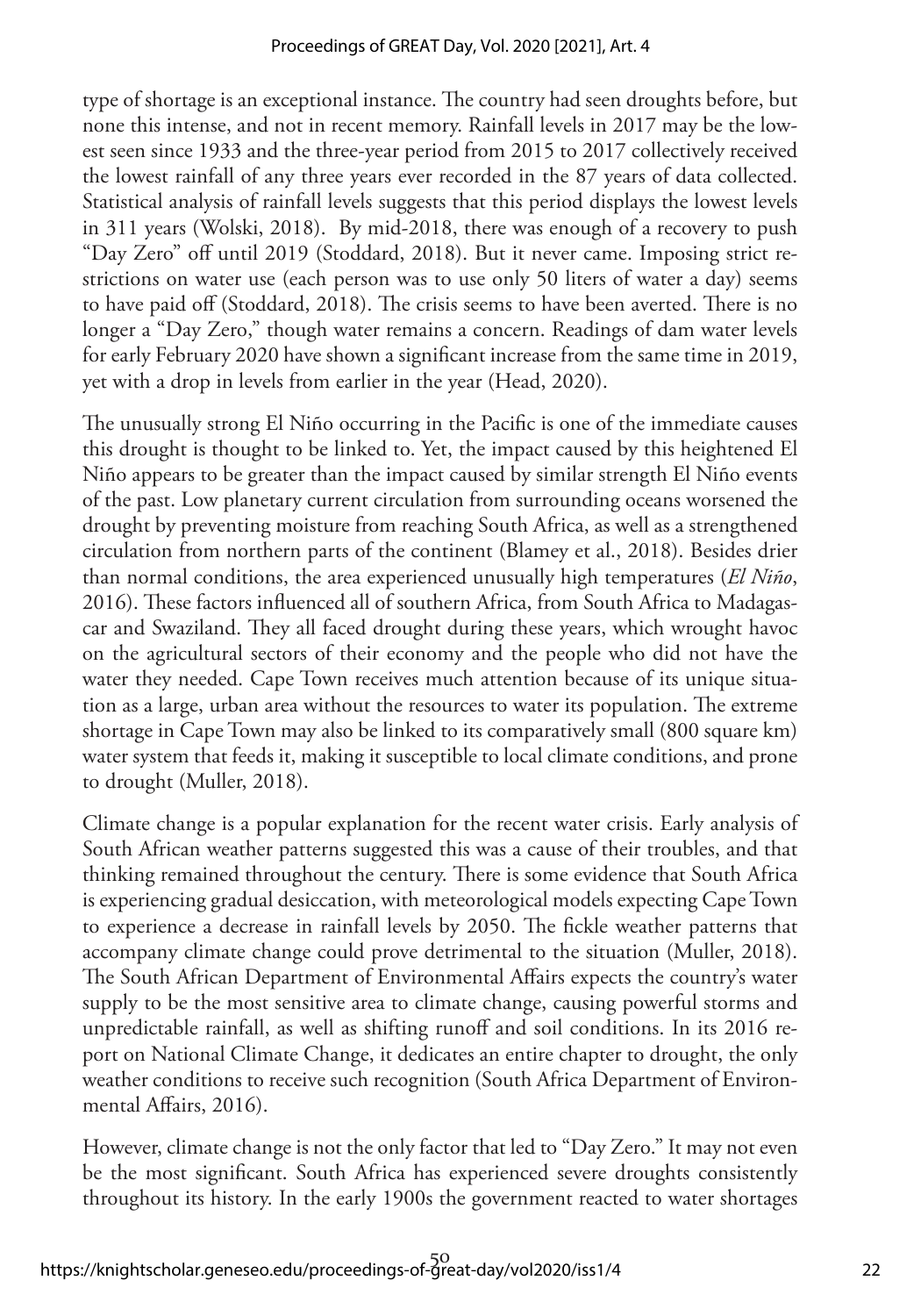type of shortage is an exceptional instance. The country had seen droughts before, but none this intense, and not in recent memory. Rainfall levels in 2017 may be the lowest seen since 1933 and the three-year period from 2015 to 2017 collectively received the lowest rainfall of any three years ever recorded in the 87 years of data collected. Statistical analysis of rainfall levels suggests that this period displays the lowest levels in 311 years (Wolski, 2018). By mid-2018, there was enough of a recovery to push "Day Zero" off until 2019 (Stoddard, 2018). But it never came. Imposing strict restrictions on water use (each person was to use only 50 liters of water a day) seems to have paid off (Stoddard, 2018). The crisis seems to have been averted. There is no longer a "Day Zero," though water remains a concern. Readings of dam water levels for early February 2020 have shown a significant increase from the same time in 2019, yet with a drop in levels from earlier in the year (Head, 2020).

The unusually strong El Niño occurring in the Pacific is one of the immediate causes this drought is thought to be linked to. Yet, the impact caused by this heightened El Niño appears to be greater than the impact caused by similar strength El Niño events of the past. Low planetary current circulation from surrounding oceans worsened the drought by preventing moisture from reaching South Africa, as well as a strengthened circulation from northern parts of the continent (Blamey et al., 2018). Besides drier than normal conditions, the area experienced unusually high temperatures (*El Niño*, 2016). These factors influenced all of southern Africa, from South Africa to Madagascar and Swaziland. They all faced drought during these years, which wrought havoc on the agricultural sectors of their economy and the people who did not have the water they needed. Cape Town receives much attention because of its unique situation as a large, urban area without the resources to water its population. The extreme shortage in Cape Town may also be linked to its comparatively small (800 square km) water system that feeds it, making it susceptible to local climate conditions, and prone to drought (Muller, 2018).

Climate change is a popular explanation for the recent water crisis. Early analysis of South African weather patterns suggested this was a cause of their troubles, and that thinking remained throughout the century. There is some evidence that South Africa is experiencing gradual desiccation, with meteorological models expecting Cape Town to experience a decrease in rainfall levels by 2050. The fickle weather patterns that accompany climate change could prove detrimental to the situation (Muller, 2018). The South African Department of Environmental Affairs expects the country's water supply to be the most sensitive area to climate change, causing powerful storms and unpredictable rainfall, as well as shifting runoff and soil conditions. In its 2016 report on National Climate Change, it dedicates an entire chapter to drought, the only weather conditions to receive such recognition (South Africa Department of Environmental Affairs, 2016).

However, climate change is not the only factor that led to "Day Zero." It may not even be the most significant. South Africa has experienced severe droughts consistently throughout its history. In the early 1900s the government reacted to water shortages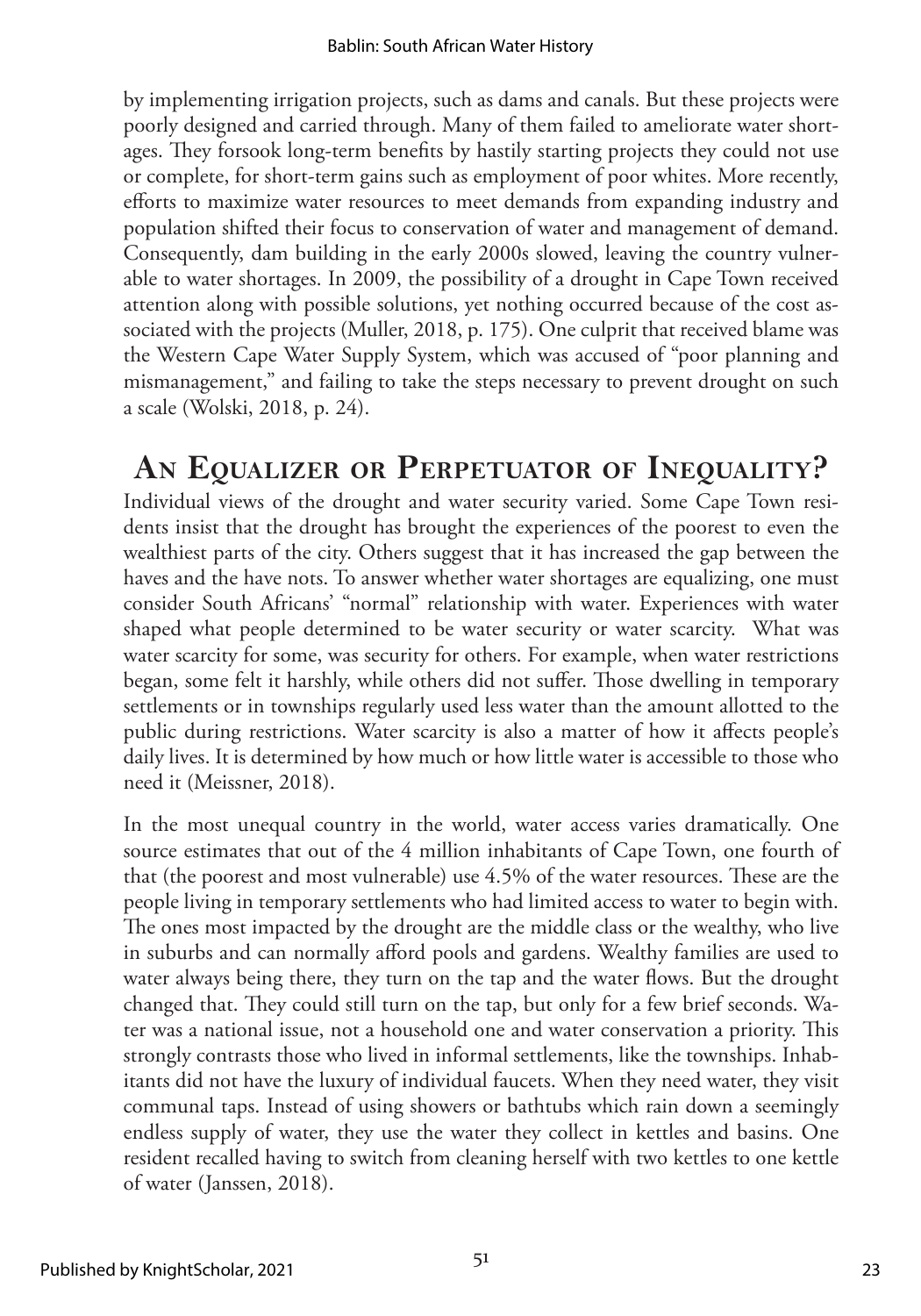by implementing irrigation projects, such as dams and canals. But these projects were poorly designed and carried through. Many of them failed to ameliorate water shortages. They forsook long-term benefits by hastily starting projects they could not use or complete, for short-term gains such as employment of poor whites. More recently, efforts to maximize water resources to meet demands from expanding industry and population shifted their focus to conservation of water and management of demand. Consequently, dam building in the early 2000s slowed, leaving the country vulnerable to water shortages. In 2009, the possibility of a drought in Cape Town received attention along with possible solutions, yet nothing occurred because of the cost associated with the projects (Muller, 2018, p. 175). One culprit that received blame was the Western Cape Water Supply System, which was accused of "poor planning and mismanagement," and failing to take the steps necessary to prevent drought on such a scale (Wolski, 2018, p. 24).

## An Equalizer or Perpetuator of Inequality?

Individual views of the drought and water security varied. Some Cape Town residents insist that the drought has brought the experiences of the poorest to even the wealthiest parts of the city. Others suggest that it has increased the gap between the haves and the have nots. To answer whether water shortages are equalizing, one must consider South Africans' "normal" relationship with water. Experiences with water shaped what people determined to be water security or water scarcity. What was water scarcity for some, was security for others. For example, when water restrictions began, some felt it harshly, while others did not suffer. Those dwelling in temporary settlements or in townships regularly used less water than the amount allotted to the public during restrictions. Water scarcity is also a matter of how it affects people's daily lives. It is determined by how much or how little water is accessible to those who need it (Meissner, 2018).

In the most unequal country in the world, water access varies dramatically. One source estimates that out of the 4 million inhabitants of Cape Town, one fourth of that (the poorest and most vulnerable) use 4.5% of the water resources. These are the people living in temporary settlements who had limited access to water to begin with. The ones most impacted by the drought are the middle class or the wealthy, who live in suburbs and can normally afford pools and gardens. Wealthy families are used to water always being there, they turn on the tap and the water flows. But the drought changed that. They could still turn on the tap, but only for a few brief seconds. Water was a national issue, not a household one and water conservation a priority. This strongly contrasts those who lived in informal settlements, like the townships. Inhabitants did not have the luxury of individual faucets. When they need water, they visit communal taps. Instead of using showers or bathtubs which rain down a seemingly endless supply of water, they use the water they collect in kettles and basins. One resident recalled having to switch from cleaning herself with two kettles to one kettle of water (Janssen, 2018).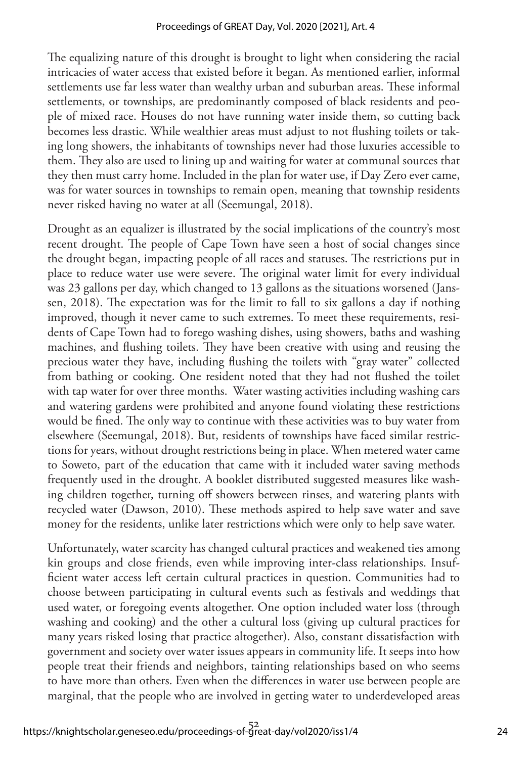The equalizing nature of this drought is brought to light when considering the racial intricacies of water access that existed before it began. As mentioned earlier, informal settlements use far less water than wealthy urban and suburban areas. These informal settlements, or townships, are predominantly composed of black residents and people of mixed race. Houses do not have running water inside them, so cutting back becomes less drastic. While wealthier areas must adjust to not flushing toilets or taking long showers, the inhabitants of townships never had those luxuries accessible to them. They also are used to lining up and waiting for water at communal sources that they then must carry home. Included in the plan for water use, if Day Zero ever came, was for water sources in townships to remain open, meaning that township residents never risked having no water at all (Seemungal, 2018).

Drought as an equalizer is illustrated by the social implications of the country's most recent drought. The people of Cape Town have seen a host of social changes since the drought began, impacting people of all races and statuses. The restrictions put in place to reduce water use were severe. The original water limit for every individual was 23 gallons per day, which changed to 13 gallons as the situations worsened (Janssen, 2018). The expectation was for the limit to fall to six gallons a day if nothing improved, though it never came to such extremes. To meet these requirements, residents of Cape Town had to forego washing dishes, using showers, baths and washing machines, and flushing toilets. They have been creative with using and reusing the precious water they have, including flushing the toilets with "gray water" collected from bathing or cooking. One resident noted that they had not flushed the toilet with tap water for over three months. Water wasting activities including washing cars and watering gardens were prohibited and anyone found violating these restrictions would be fined. The only way to continue with these activities was to buy water from elsewhere (Seemungal, 2018). But, residents of townships have faced similar restrictions for years, without drought restrictions being in place. When metered water came to Soweto, part of the education that came with it included water saving methods frequently used in the drought. A booklet distributed suggested measures like washing children together, turning off showers between rinses, and watering plants with recycled water (Dawson, 2010). These methods aspired to help save water and save money for the residents, unlike later restrictions which were only to help save water.

Unfortunately, water scarcity has changed cultural practices and weakened ties among kin groups and close friends, even while improving inter-class relationships. Insufficient water access left certain cultural practices in question. Communities had to choose between participating in cultural events such as festivals and weddings that used water, or foregoing events altogether. One option included water loss (through washing and cooking) and the other a cultural loss (giving up cultural practices for many years risked losing that practice altogether). Also, constant dissatisfaction with government and society over water issues appears in community life. It seeps into how people treat their friends and neighbors, tainting relationships based on who seems to have more than others. Even when the differences in water use between people are marginal, that the people who are involved in getting water to underdeveloped areas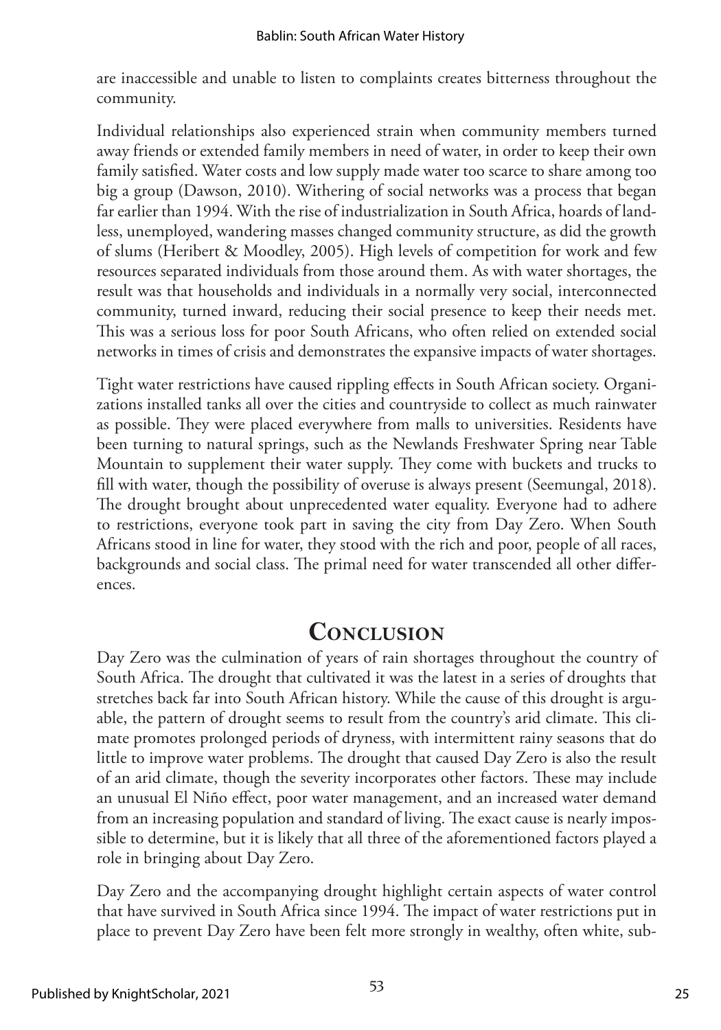are inaccessible and unable to listen to complaints creates bitterness throughout the community.

Individual relationships also experienced strain when community members turned away friends or extended family members in need of water, in order to keep their own family satisfied. Water costs and low supply made water too scarce to share among too big a group (Dawson, 2010). Withering of social networks was a process that began far earlier than 1994. With the rise of industrialization in South Africa, hoards of landless, unemployed, wandering masses changed community structure, as did the growth of slums (Heribert & Moodley, 2005). High levels of competition for work and few resources separated individuals from those around them. As with water shortages, the result was that households and individuals in a normally very social, interconnected community, turned inward, reducing their social presence to keep their needs met. This was a serious loss for poor South Africans, who often relied on extended social networks in times of crisis and demonstrates the expansive impacts of water shortages.

Tight water restrictions have caused rippling effects in South African society. Organizations installed tanks all over the cities and countryside to collect as much rainwater as possible. They were placed everywhere from malls to universities. Residents have been turning to natural springs, such as the Newlands Freshwater Spring near Table Mountain to supplement their water supply. They come with buckets and trucks to fill with water, though the possibility of overuse is always present (Seemungal, 2018). The drought brought about unprecedented water equality. Everyone had to adhere to restrictions, everyone took part in saving the city from Day Zero. When South Africans stood in line for water, they stood with the rich and poor, people of all races, backgrounds and social class. The primal need for water transcended all other differences.

## Conclusion

Day Zero was the culmination of years of rain shortages throughout the country of South Africa. The drought that cultivated it was the latest in a series of droughts that stretches back far into South African history. While the cause of this drought is arguable, the pattern of drought seems to result from the country's arid climate. This climate promotes prolonged periods of dryness, with intermittent rainy seasons that do little to improve water problems. The drought that caused Day Zero is also the result of an arid climate, though the severity incorporates other factors. These may include an unusual El Niño effect, poor water management, and an increased water demand from an increasing population and standard of living. The exact cause is nearly impossible to determine, but it is likely that all three of the aforementioned factors played a role in bringing about Day Zero.

Day Zero and the accompanying drought highlight certain aspects of water control that have survived in South Africa since 1994. The impact of water restrictions put in place to prevent Day Zero have been felt more strongly in wealthy, often white, sub-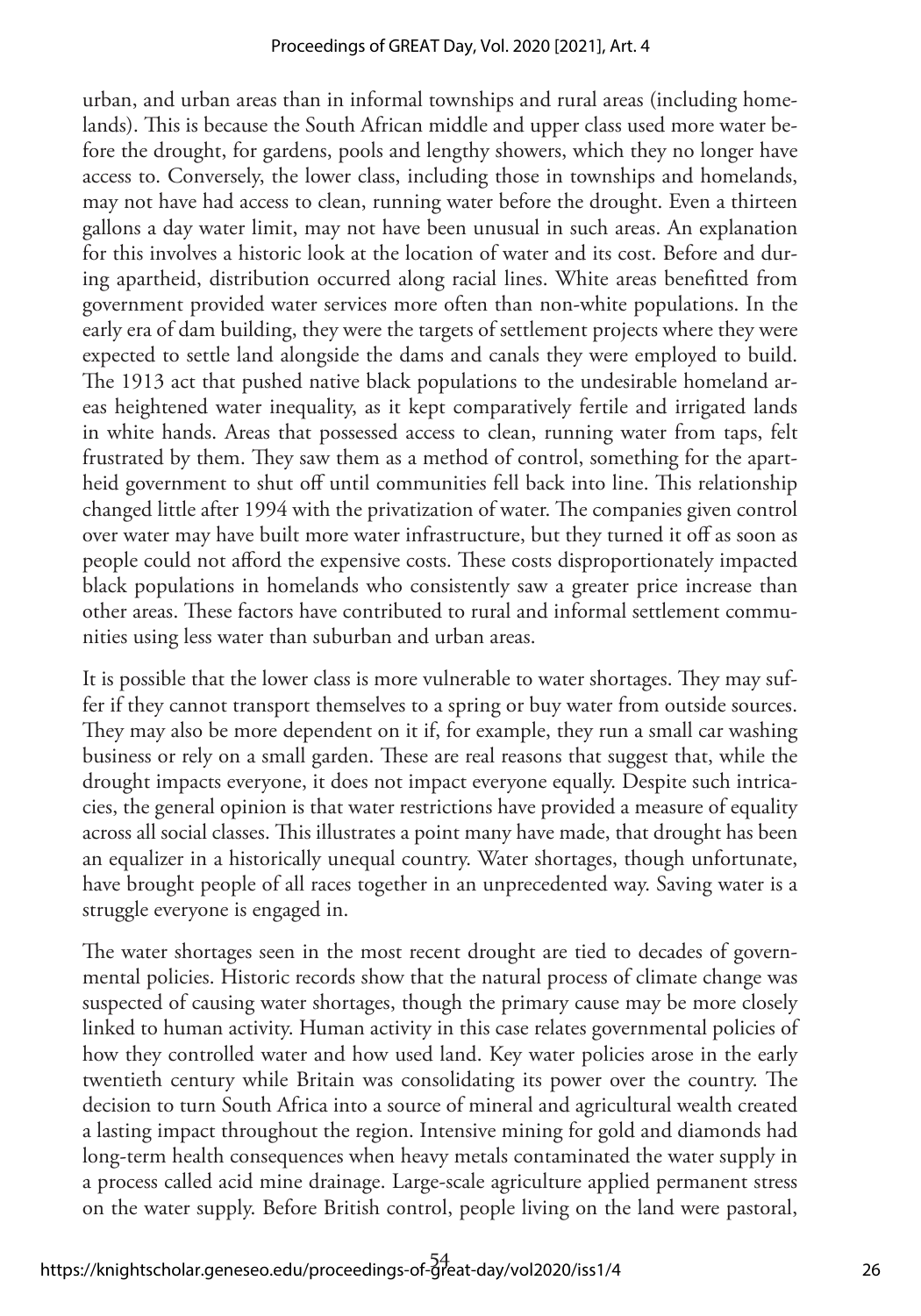urban, and urban areas than in informal townships and rural areas (including homelands). This is because the South African middle and upper class used more water before the drought, for gardens, pools and lengthy showers, which they no longer have access to. Conversely, the lower class, including those in townships and homelands, may not have had access to clean, running water before the drought. Even a thirteen gallons a day water limit, may not have been unusual in such areas. An explanation for this involves a historic look at the location of water and its cost. Before and during apartheid, distribution occurred along racial lines. White areas benefitted from government provided water services more often than non-white populations. In the early era of dam building, they were the targets of settlement projects where they were expected to settle land alongside the dams and canals they were employed to build. The 1913 act that pushed native black populations to the undesirable homeland areas heightened water inequality, as it kept comparatively fertile and irrigated lands in white hands. Areas that possessed access to clean, running water from taps, felt frustrated by them. They saw them as a method of control, something for the apartheid government to shut off until communities fell back into line. This relationship changed little after 1994 with the privatization of water. The companies given control over water may have built more water infrastructure, but they turned it off as soon as people could not afford the expensive costs. These costs disproportionately impacted black populations in homelands who consistently saw a greater price increase than other areas. These factors have contributed to rural and informal settlement communities using less water than suburban and urban areas.

It is possible that the lower class is more vulnerable to water shortages. They may suffer if they cannot transport themselves to a spring or buy water from outside sources. They may also be more dependent on it if, for example, they run a small car washing business or rely on a small garden. These are real reasons that suggest that, while the drought impacts everyone, it does not impact everyone equally. Despite such intricacies, the general opinion is that water restrictions have provided a measure of equality across all social classes. This illustrates a point many have made, that drought has been an equalizer in a historically unequal country. Water shortages, though unfortunate, have brought people of all races together in an unprecedented way. Saving water is a struggle everyone is engaged in.

The water shortages seen in the most recent drought are tied to decades of governmental policies. Historic records show that the natural process of climate change was suspected of causing water shortages, though the primary cause may be more closely linked to human activity. Human activity in this case relates governmental policies of how they controlled water and how used land. Key water policies arose in the early twentieth century while Britain was consolidating its power over the country. The decision to turn South Africa into a source of mineral and agricultural wealth created a lasting impact throughout the region. Intensive mining for gold and diamonds had long-term health consequences when heavy metals contaminated the water supply in a process called acid mine drainage. Large-scale agriculture applied permanent stress on the water supply. Before British control, people living on the land were pastoral,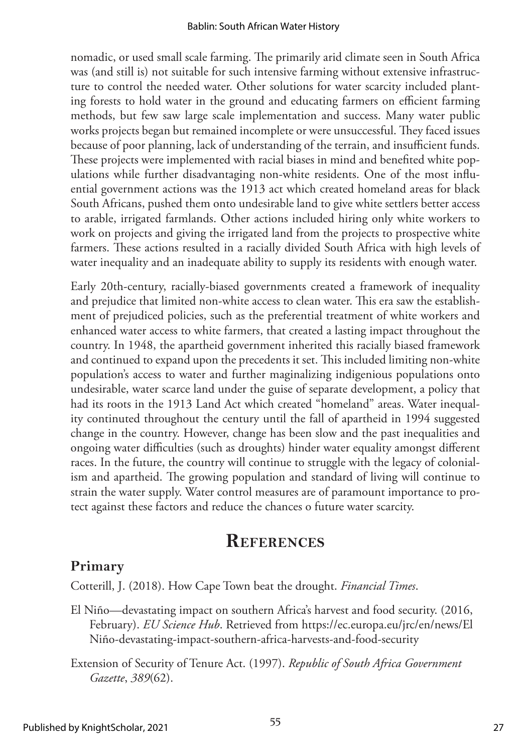nomadic, or used small scale farming. The primarily arid climate seen in South Africa was (and still is) not suitable for such intensive farming without extensive infrastructure to control the needed water. Other solutions for water scarcity included planting forests to hold water in the ground and educating farmers on efficient farming methods, but few saw large scale implementation and success. Many water public works projects began but remained incomplete or were unsuccessful. They faced issues because of poor planning, lack of understanding of the terrain, and insufficient funds. These projects were implemented with racial biases in mind and benefited white populations while further disadvantaging non-white residents. One of the most influential government actions was the 1913 act which created homeland areas for black South Africans, pushed them onto undesirable land to give white settlers better access to arable, irrigated farmlands. Other actions included hiring only white workers to work on projects and giving the irrigated land from the projects to prospective white farmers. These actions resulted in a racially divided South Africa with high levels of water inequality and an inadequate ability to supply its residents with enough water.

Early 20th-century, racially-biased governments created a framework of inequality and prejudice that limited non-white access to clean water. This era saw the establishment of prejudiced policies, such as the preferential treatment of white workers and enhanced water access to white farmers, that created a lasting impact throughout the country. In 1948, the apartheid government inherited this racially biased framework and continued to expand upon the precedents it set. This included limiting non-white population's access to water and further maginalizing indigenious populations onto undesirable, water scarce land under the guise of separate development, a policy that had its roots in the 1913 Land Act which created "homeland" areas. Water inequality continued throughout the century until the fall of apartheid in 1994 suggested change in the country. However, change has been slow and the past inequalities and ongoing water difficulties (such as droughts) hinder water equality amongst different races. In the future, the country will continue to struggle with the legacy of colonialism and apartheid. The growing population and standard of living will continue to strain the water supply. Water control measures are of paramount importance to protect against these factors and reduce the chances o future water scarcity.

# References

## Primary

Cotterill, J. (2018). How Cape Town beat the drought. *Financial Times*.

El Niño—devastating impact on southern Africa's harvest and food security. (2016, February). *EU Science Hub*. Retrieved from https://ec.europa.eu/jrc/en/news/El Niño-devastating-impact-southern-africa-harvests-and-food-security

Extension of Security of Tenure Act. (1997). *Republic of South Africa Government Gazette*, *389*(62).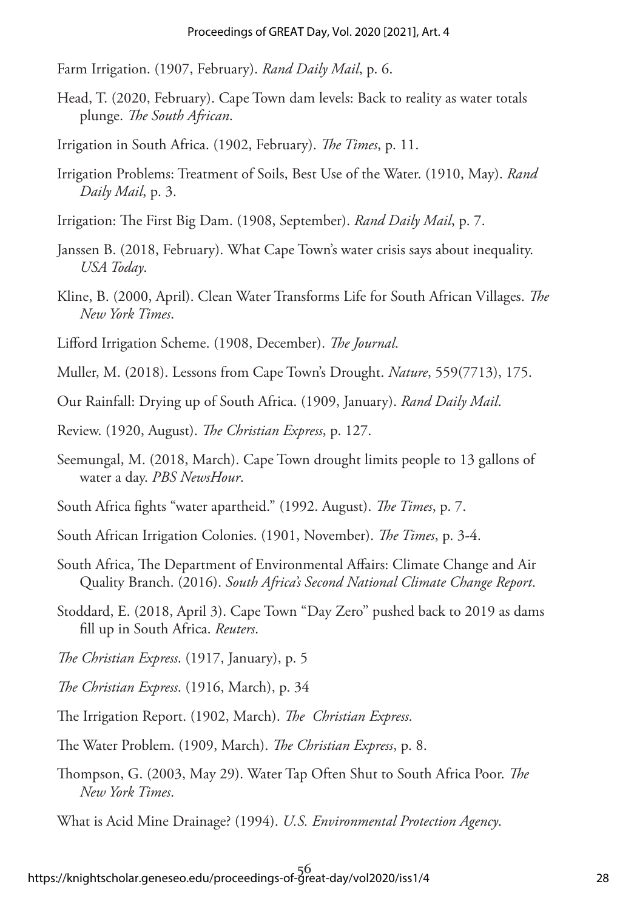Farm Irrigation. (1907, February). *Rand Daily Mail*, p. 6.

Head, T. (2020, February). Cape Town dam levels: Back to reality as water totals plunge. *The South African*.

Irrigation in South Africa. (1902, February). *The Times*, p. 11.

Irrigation Problems: Treatment of Soils, Best Use of the Water. (1910, May). *Rand Daily Mail*, p. 3.

Irrigation: The First Big Dam. (1908, September). *Rand Daily Mail*, p. 7.

Janssen B. (2018, February). What Cape Town's water crisis says about inequality. *USA Today*.

Kline, B. (2000, April). Clean Water Transforms Life for South African Villages. *The New York Times*.

Lifford Irrigation Scheme. (1908, December). *The Journal*.

Muller, M. (2018). Lessons from Cape Town's Drought. *Nature*, 559(7713), 175.

Our Rainfall: Drying up of South Africa. (1909, January). *Rand Daily Mail*.

Review. (1920, August). *The Christian Express*, p. 127.

Seemungal, M. (2018, March). Cape Town drought limits people to 13 gallons of water a day. *PBS NewsHour*.

South Africa fights "water apartheid." (1992. August). *The Times*, p. 7.

South African Irrigation Colonies. (1901, November). *The Times*, p. 3-4.

South Africa, The Department of Environmental Affairs: Climate Change and Air Quality Branch. (2016). *South Africa's Second National Climate Change Report*.

Stoddard, E. (2018, April 3). Cape Town "Day Zero" pushed back to 2019 as dams fill up in South Africa. *Reuters*.

*The Christian Express*. (1917, January), p. 5

*The Christian Express*. (1916, March), p. 34

The Irrigation Report. (1902, March). *The Christian Express*.

The Water Problem. (1909, March). *The Christian Express*, p. 8.

Thompson, G. (2003, May 29). Water Tap Often Shut to South Africa Poor. *The New York Times*.

What is Acid Mine Drainage? (1994). *U.S. Environmental Protection Agency*.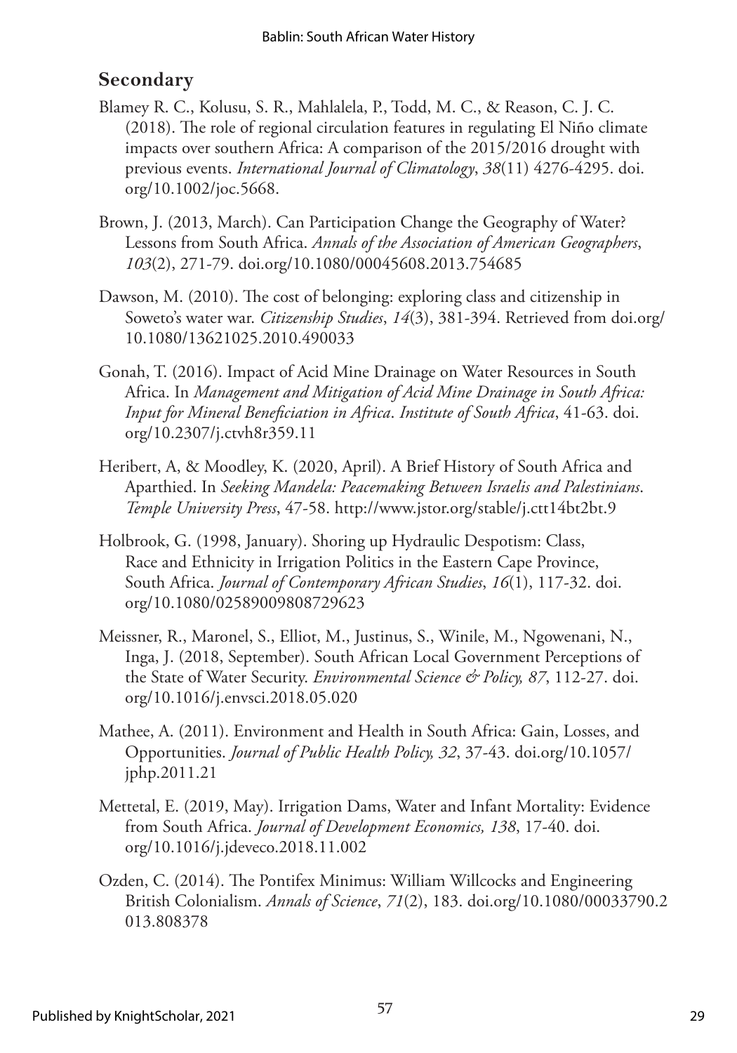## Secondary

Blamey R. C., Kolusu, S. R., Mahlalela, P., Todd, M. C., & Reason, C. J. C. (2018). The role of regional circulation features in regulating El Niño climate impacts over southern Africa: A comparison of the 2015/2016 drought with previous events. *International Journal of Climatology*, *38*(11) 4276-4295. doi.org/10.1002/joc.5668.

Brown, J. (2013, March). Can Participation Change the Geography of Water? Lessons from South Africa. *Annals of the Association of American Geographers*, *103*(2), 271-79. doi.org/10.1080/00045608.2013.754685

Dawson, M. (2010). The cost of belonging: exploring class and citizenship in Soweto's water war. *Citizenship Studies*, *14*(3), 381-394. Retrieved from doi.org/10.1080/13621025.2010.490033

Gonah, T. (2016). Impact of Acid Mine Drainage on Water Resources in South Africa. In *Management and Mitigation of Acid Mine Drainage in South Africa: Input for Mineral Beneficiation in Africa*. *Institute of South Africa*, 41-63. doi.org/10.2307/j.ctvh8r359.11

Heribert, A, & Moodley, K. (2020, April). A Brief History of South Africa and Aparthied. In *Seeking Mandela: Peacemaking Between Israelis and Palestinians*. *Temple University Press*, 47-58. http://www.jstor.org/stable/j.ctt14bt2bt.9

Holbrook, G. (1998, January). Shoring up Hydraulic Despotism: Class, Race and Ethnicity in Irrigation Politics in the Eastern Cape Province, South Africa. *Journal of Contemporary African Studies*, *16*(1), 117-32. doi.org/10.1080/02589009808729623

Meissner, R., Maronel, S., Elliot, M., Justinus, S., Winile, M., Ngowenani, N., Inga, J. (2018, September). South African Local Government Perceptions of the State of Water Security. *Environmental Science & Policy, 87*, 112-27. doi.org/10.1016/j.envsci.2018.05.020

Mathee, A. (2011). Environment and Health in South Africa: Gain, Losses, and Opportunities. *Journal of Public Health Policy, 32*, 37-43. doi.org/10.1057/jphp.2011.21

Mettetal, E. (2019, May). Irrigation Dams, Water and Infant Mortality: Evidence from South Africa. *Journal of Development Economics, 138*, 17-40. doi.org/10.1016/j.jdeveco.2018.11.002

Ozden, C. (2014). The Pontifex Minimus: William Willcocks and Engineering British Colonialism. *Annals of Science*, *71*(2), 183. doi.org/10.1080/00033790.2013.808378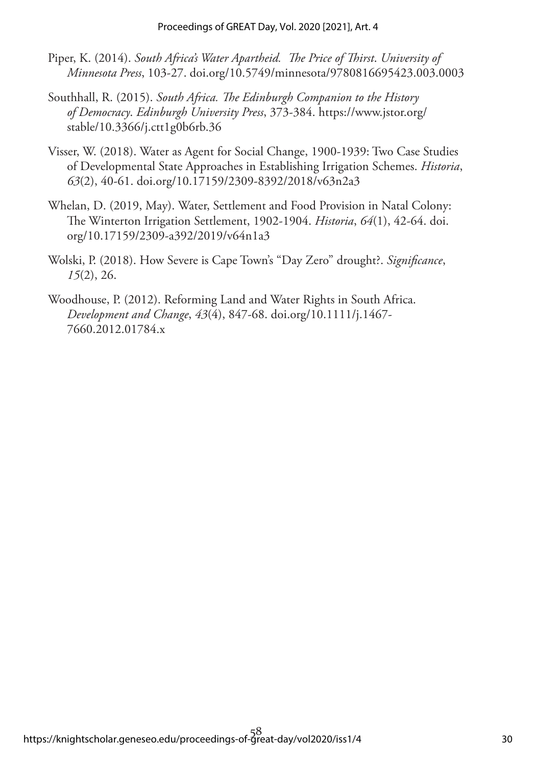Piper, K. (2014). *South Africa's Water Apartheid. The Price of Thirst*. *University of Minnesota Press*, 103-27. doi.org/10.5749/minnesota/9780816695423.003.0003

Southhall, R. (2015). *South Africa. The Edinburgh Companion to the History of Democracy*. *Edinburgh University Press*, 373-384. https://www.jstor.org/stable/10.3366/j.ctt1g0b6rb.36

Visser, W. (2018). Water as Agent for Social Change, 1900-1939: Two Case Studies of Developmental State Approaches in Establishing Irrigation Schemes. *Historia*, *63*(2), 40-61. doi.org/10.17159/2309-8392/2018/v63n2a3

Whelan, D. (2019, May). Water, Settlement and Food Provision in Natal Colony: The Winterton Irrigation Settlement, 1902-1904. *Historia*, *64*(1), 42-64. doi.org/10.17159/2309-a392/2019/v64n1a3

Wolski, P. (2018). How Severe is Cape Town's "Day Zero" drought?. *Significance*, *15*(2), 26.

Woodhouse, P. (2012). Reforming Land and Water Rights in South Africa. *Development and Change*, *43*(4), 847-68. doi.org/10.1111/j.1467-7660.2012.01784.x